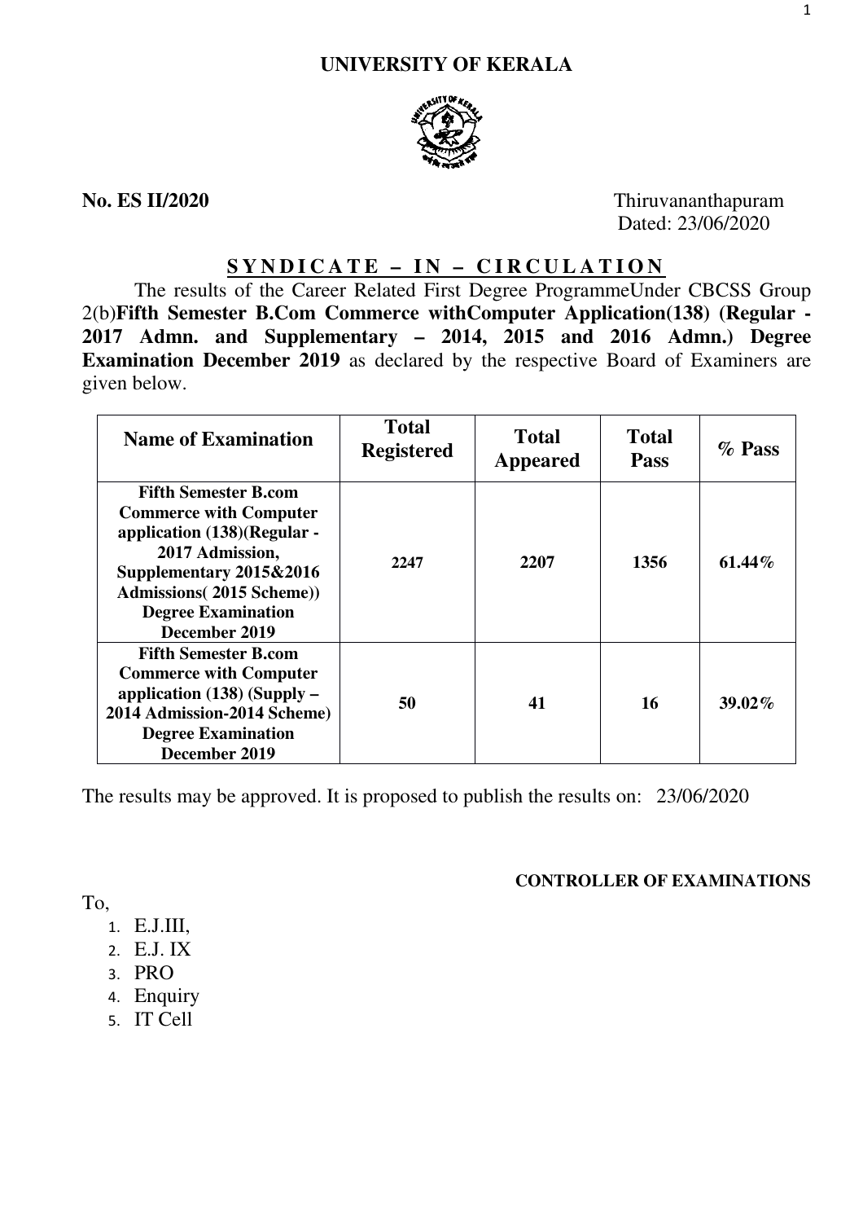# UNIVERSITY OF KERALA

**No. ES II/2020**

Thiruvananthapuram
Dated: 23/06/2020

## S Y N D I C A T E – I N – C I R C U L A T I O N

The results of the Career Related First Degree ProgrammeUnder CBCSS Group 2(b)**Fifth Semester B.Com Commerce withComputer Application(138) (Regular - 2017 Admn. and Supplementary – 2014, 2015 and 2016 Admn.) Degree Examination December 2019** as declared by the respective Board of Examiners are given below.

| Name of Examination | Total Registered | Total Appeared | Total Pass | % Pass |
|---|---|---|---|---|
| **Fifth Semester B.com Commerce with Computer application (138)(Regular - 2017 Admission, Supplementary 2015&2016 Admissions( 2015 Scheme)) Degree Examination December 2019** | **2247** | **2207** | **1356** | **61.44%** |
| **Fifth Semester B.com Commerce with Computer application (138) (Supply – 2014 Admission-2014 Scheme) Degree Examination December 2019** | **50** | **41** | **16** | **39.02%** |

The results may be approved. It is proposed to publish the results on: 23/06/2020

**CONTROLLER OF EXAMINATIONS**

To,

1. E.J.III,
2. E.J. IX
3. PRO
4. Enquiry
5. IT Cell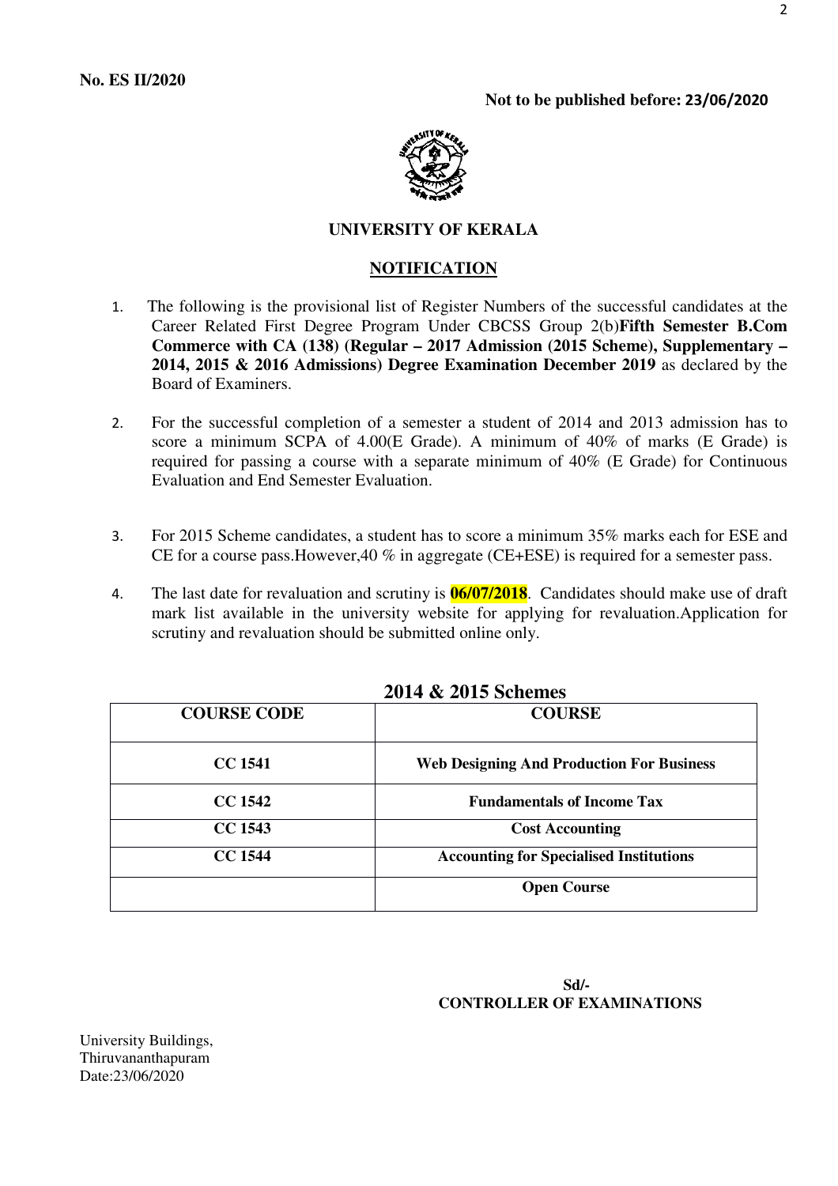**No. ES II/2020**

**Not to be published before: 23/06/2020**

**UNIVERSITY OF KERALA**

**NOTIFICATION**

1. The following is the provisional list of Register Numbers of the successful candidates at the Career Related First Degree Program Under CBCSS Group 2(b)**Fifth Semester B.Com Commerce with CA (138) (Regular – 2017 Admission (2015 Scheme), Supplementary – 2014, 2015 & 2016 Admissions) Degree Examination December 2019** as declared by the Board of Examiners.

2. For the successful completion of a semester a student of 2014 and 2013 admission has to score a minimum SCPA of 4.00(E Grade). A minimum of 40% of marks (E Grade) is required for passing a course with a separate minimum of 40% (E Grade) for Continuous Evaluation and End Semester Evaluation.

3. For 2015 Scheme candidates, a student has to score a minimum 35% marks each for ESE and CE for a course pass.However,40 % in aggregate (CE+ESE) is required for a semester pass.

4. The last date for revaluation and scrutiny is **06/07/2018**. Candidates should make use of draft mark list available in the university website for applying for revaluation.Application for scrutiny and revaluation should be submitted online only.

**2014 & 2015 Schemes**

| COURSE CODE | COURSE |
|---|---|
| CC 1541 | Web Designing And Production For Business |
| CC 1542 | Fundamentals of Income Tax |
| CC 1543 | Cost Accounting |
| CC 1544 | Accounting for Specialised Institutions |
| | Open Course |

**Sd/-**
**CONTROLLER OF EXAMINATIONS**

University Buildings,
Thiruvananthapuram
Date:23/06/2020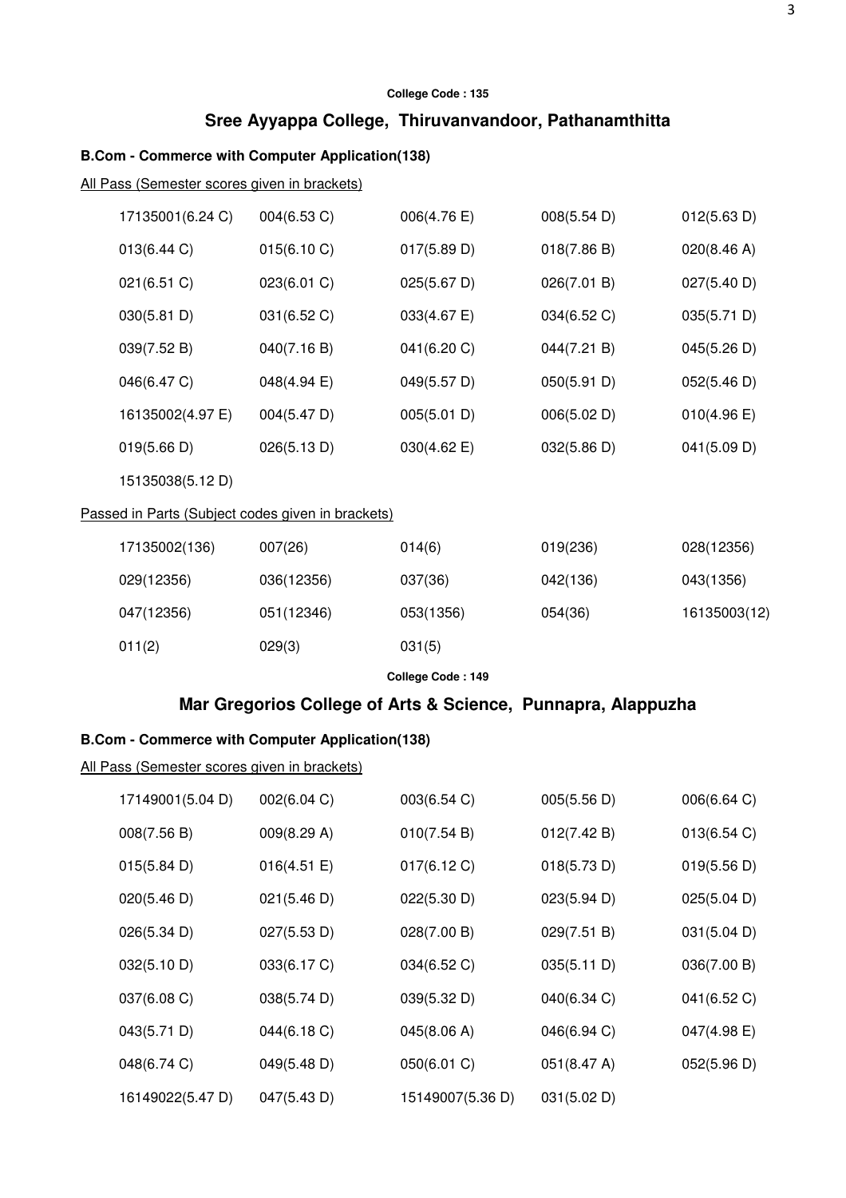**College Code : 135**

## Sree Ayyappa College, Thiruvanvandoor, Pathanamthitta

**B.Com - Commerce with Computer Application(138)**

All Pass (Semester scores given in brackets)

| | | | | |
|---|---|---|---|---|
| 17135001(6.24 C) | 004(6.53 C) | 006(4.76 E) | 008(5.54 D) | 012(5.63 D) |
| 013(6.44 C) | 015(6.10 C) | 017(5.89 D) | 018(7.86 B) | 020(8.46 A) |
| 021(6.51 C) | 023(6.01 C) | 025(5.67 D) | 026(7.01 B) | 027(5.40 D) |
| 030(5.81 D) | 031(6.52 C) | 033(4.67 E) | 034(6.52 C) | 035(5.71 D) |
| 039(7.52 B) | 040(7.16 B) | 041(6.20 C) | 044(7.21 B) | 045(5.26 D) |
| 046(6.47 C) | 048(4.94 E) | 049(5.57 D) | 050(5.91 D) | 052(5.46 D) |
| 16135002(4.97 E) | 004(5.47 D) | 005(5.01 D) | 006(5.02 D) | 010(4.96 E) |
| 019(5.66 D) | 026(5.13 D) | 030(4.62 E) | 032(5.86 D) | 041(5.09 D) |
| 15135038(5.12 D) | | | | |

Passed in Parts (Subject codes given in brackets)

| | | | | |
|---|---|---|---|---|
| 17135002(136) | 007(26) | 014(6) | 019(236) | 028(12356) |
| 029(12356) | 036(12356) | 037(36) | 042(136) | 043(1356) |
| 047(12356) | 051(12346) | 053(1356) | 054(36) | 16135003(12) |
| 011(2) | 029(3) | 031(5) | | |

**College Code : 149**

## Mar Gregorios College of Arts & Science, Punnapra, Alappuzha

**B.Com - Commerce with Computer Application(138)**

All Pass (Semester scores given in brackets)

| | | | | |
|---|---|---|---|---|
| 17149001(5.04 D) | 002(6.04 C) | 003(6.54 C) | 005(5.56 D) | 006(6.64 C) |
| 008(7.56 B) | 009(8.29 A) | 010(7.54 B) | 012(7.42 B) | 013(6.54 C) |
| 015(5.84 D) | 016(4.51 E) | 017(6.12 C) | 018(5.73 D) | 019(5.56 D) |
| 020(5.46 D) | 021(5.46 D) | 022(5.30 D) | 023(5.94 D) | 025(5.04 D) |
| 026(5.34 D) | 027(5.53 D) | 028(7.00 B) | 029(7.51 B) | 031(5.04 D) |
| 032(5.10 D) | 033(6.17 C) | 034(6.52 C) | 035(5.11 D) | 036(7.00 B) |
| 037(6.08 C) | 038(5.74 D) | 039(5.32 D) | 040(6.34 C) | 041(6.52 C) |
| 043(5.71 D) | 044(6.18 C) | 045(8.06 A) | 046(6.94 C) | 047(4.98 E) |
| 048(6.74 C) | 049(5.48 D) | 050(6.01 C) | 051(8.47 A) | 052(5.96 D) |
| 16149022(5.47 D) | 047(5.43 D) | 15149007(5.36 D) | 031(5.02 D) | |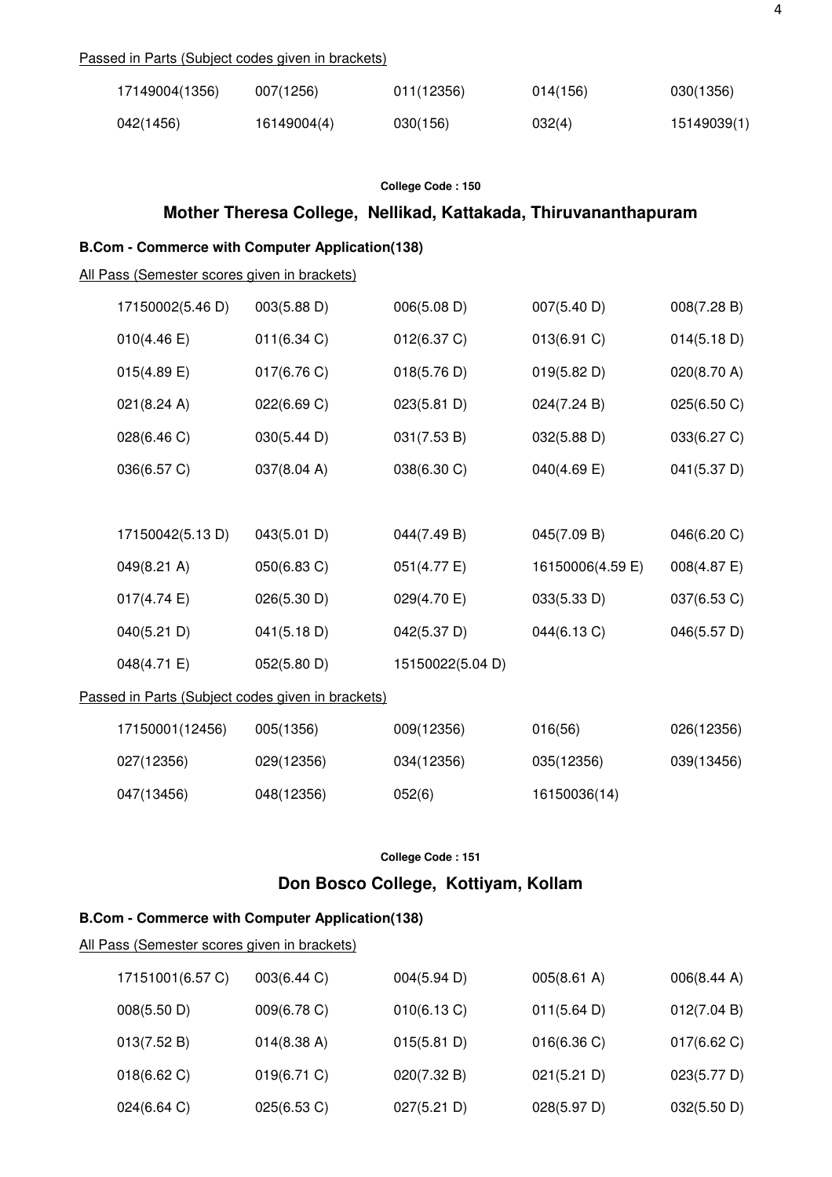Passed in Parts (Subject codes given in brackets)

| | | | | |
|---|---|---|---|---|
| 17149004(1356) | 007(1256) | 011(12356) | 014(156) | 030(1356) |
| 042(1456) | 16149004(4) | 030(156) | 032(4) | 15149039(1) |

**College Code : 150**

## Mother Theresa College, Nellikad, Kattakada, Thiruvananthapuram

### B.Com - Commerce with Computer Application(138)

All Pass (Semester scores given in brackets)

| | | | | |
|---|---|---|---|---|
| 17150002(5.46 D) | 003(5.88 D) | 006(5.08 D) | 007(5.40 D) | 008(7.28 B) |
| 010(4.46 E) | 011(6.34 C) | 012(6.37 C) | 013(6.91 C) | 014(5.18 D) |
| 015(4.89 E) | 017(6.76 C) | 018(5.76 D) | 019(5.82 D) | 020(8.70 A) |
| 021(8.24 A) | 022(6.69 C) | 023(5.81 D) | 024(7.24 B) | 025(6.50 C) |
| 028(6.46 C) | 030(5.44 D) | 031(7.53 B) | 032(5.88 D) | 033(6.27 C) |
| 036(6.57 C) | 037(8.04 A) | 038(6.30 C) | 040(4.69 E) | 041(5.37 D) |
| 17150042(5.13 D) | 043(5.01 D) | 044(7.49 B) | 045(7.09 B) | 046(6.20 C) |
| 049(8.21 A) | 050(6.83 C) | 051(4.77 E) | 16150006(4.59 E) | 008(4.87 E) |
| 017(4.74 E) | 026(5.30 D) | 029(4.70 E) | 033(5.33 D) | 037(6.53 C) |
| 040(5.21 D) | 041(5.18 D) | 042(5.37 D) | 044(6.13 C) | 046(5.57 D) |
| 048(4.71 E) | 052(5.80 D) | 15150022(5.04 D) | | |

Passed in Parts (Subject codes given in brackets)

| | | | | |
|---|---|---|---|---|
| 17150001(12456) | 005(1356) | 009(12356) | 016(56) | 026(12356) |
| 027(12356) | 029(12356) | 034(12356) | 035(12356) | 039(13456) |
| 047(13456) | 048(12356) | 052(6) | 16150036(14) | |

**College Code : 151**

## Don Bosco College, Kottiyam, Kollam

### B.Com - Commerce with Computer Application(138)

All Pass (Semester scores given in brackets)

| | | | | |
|---|---|---|---|---|
| 17151001(6.57 C) | 003(6.44 C) | 004(5.94 D) | 005(8.61 A) | 006(8.44 A) |
| 008(5.50 D) | 009(6.78 C) | 010(6.13 C) | 011(5.64 D) | 012(7.04 B) |
| 013(7.52 B) | 014(8.38 A) | 015(5.81 D) | 016(6.36 C) | 017(6.62 C) |
| 018(6.62 C) | 019(6.71 C) | 020(7.32 B) | 021(5.21 D) | 023(5.77 D) |
| 024(6.64 C) | 025(6.53 C) | 027(5.21 D) | 028(5.97 D) | 032(5.50 D) |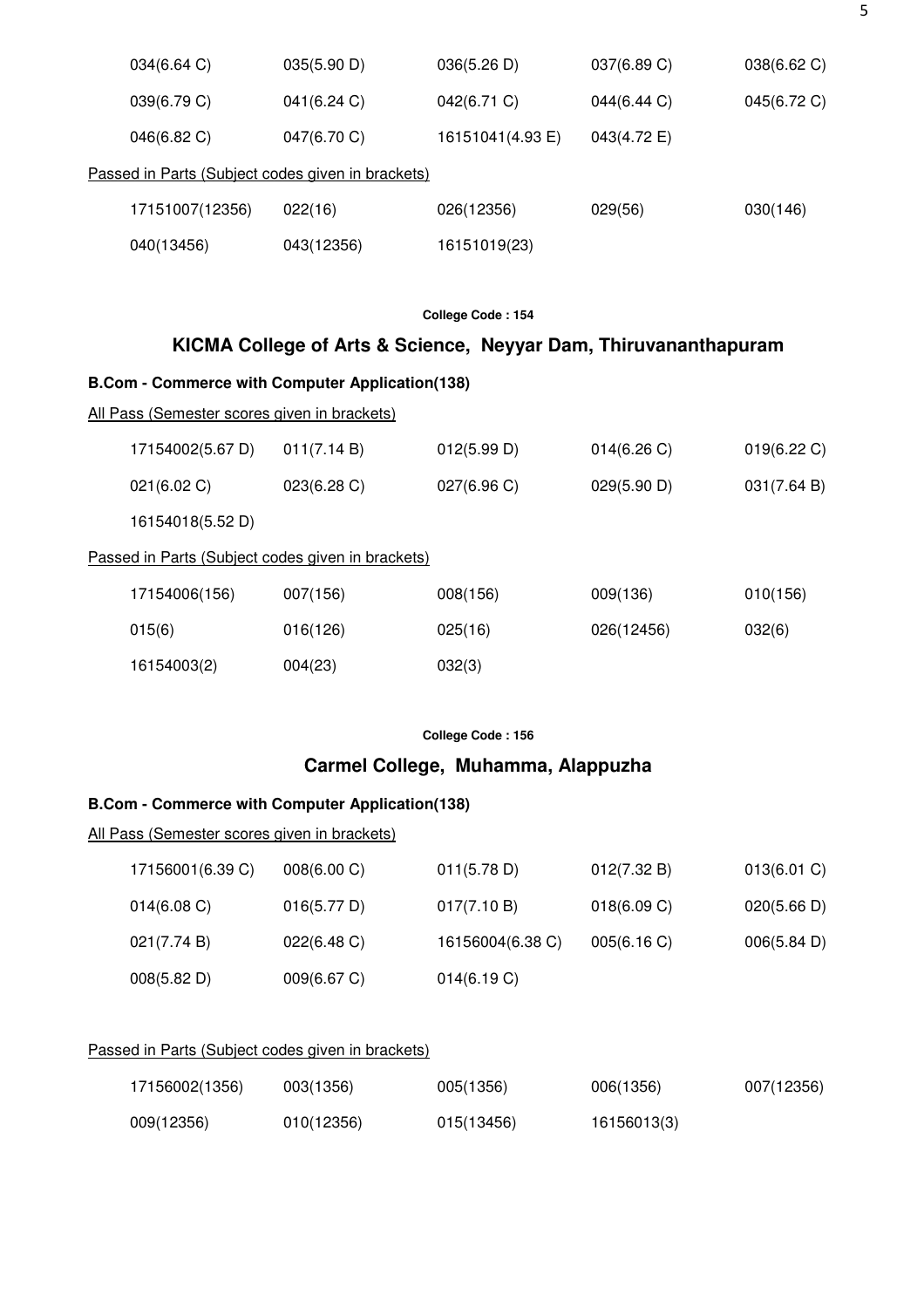| | | | | |
|---|---|---|---|---|
| 034(6.64 C) | 035(5.90 D) | 036(5.26 D) | 037(6.89 C) | 038(6.62 C) |
| 039(6.79 C) | 041(6.24 C) | 042(6.71 C) | 044(6.44 C) | 045(6.72 C) |
| 046(6.82 C) | 047(6.70 C) | 16151041(4.93 E) | 043(4.72 E) | |

Passed in Parts (Subject codes given in brackets)

| | | | | |
|---|---|---|---|---|
| 17151007(12356) | 022(16) | 026(12356) | 029(56) | 030(146) |
| 040(13456) | 043(12356) | 16151019(23) | | |

**College Code : 154**

## KICMA College of Arts & Science, Neyyar Dam, Thiruvananthapuram

### B.Com - Commerce with Computer Application(138)

All Pass (Semester scores given in brackets)

| | | | | |
|---|---|---|---|---|
| 17154002(5.67 D) | 011(7.14 B) | 012(5.99 D) | 014(6.26 C) | 019(6.22 C) |
| 021(6.02 C) | 023(6.28 C) | 027(6.96 C) | 029(5.90 D) | 031(7.64 B) |
| 16154018(5.52 D) | | | | |

Passed in Parts (Subject codes given in brackets)

| | | | | |
|---|---|---|---|---|
| 17154006(156) | 007(156) | 008(156) | 009(136) | 010(156) |
| 015(6) | 016(126) | 025(16) | 026(12456) | 032(6) |
| 16154003(2) | 004(23) | 032(3) | | |

**College Code : 156**

## Carmel College, Muhamma, Alappuzha

### B.Com - Commerce with Computer Application(138)

All Pass (Semester scores given in brackets)

| | | | | |
|---|---|---|---|---|
| 17156001(6.39 C) | 008(6.00 C) | 011(5.78 D) | 012(7.32 B) | 013(6.01 C) |
| 014(6.08 C) | 016(5.77 D) | 017(7.10 B) | 018(6.09 C) | 020(5.66 D) |
| 021(7.74 B) | 022(6.48 C) | 16156004(6.38 C) | 005(6.16 C) | 006(5.84 D) |
| 008(5.82 D) | 009(6.67 C) | 014(6.19 C) | | |

Passed in Parts (Subject codes given in brackets)

| | | | | |
|---|---|---|---|---|
| 17156002(1356) | 003(1356) | 005(1356) | 006(1356) | 007(12356) |
| 009(12356) | 010(12356) | 015(13456) | 16156013(3) | |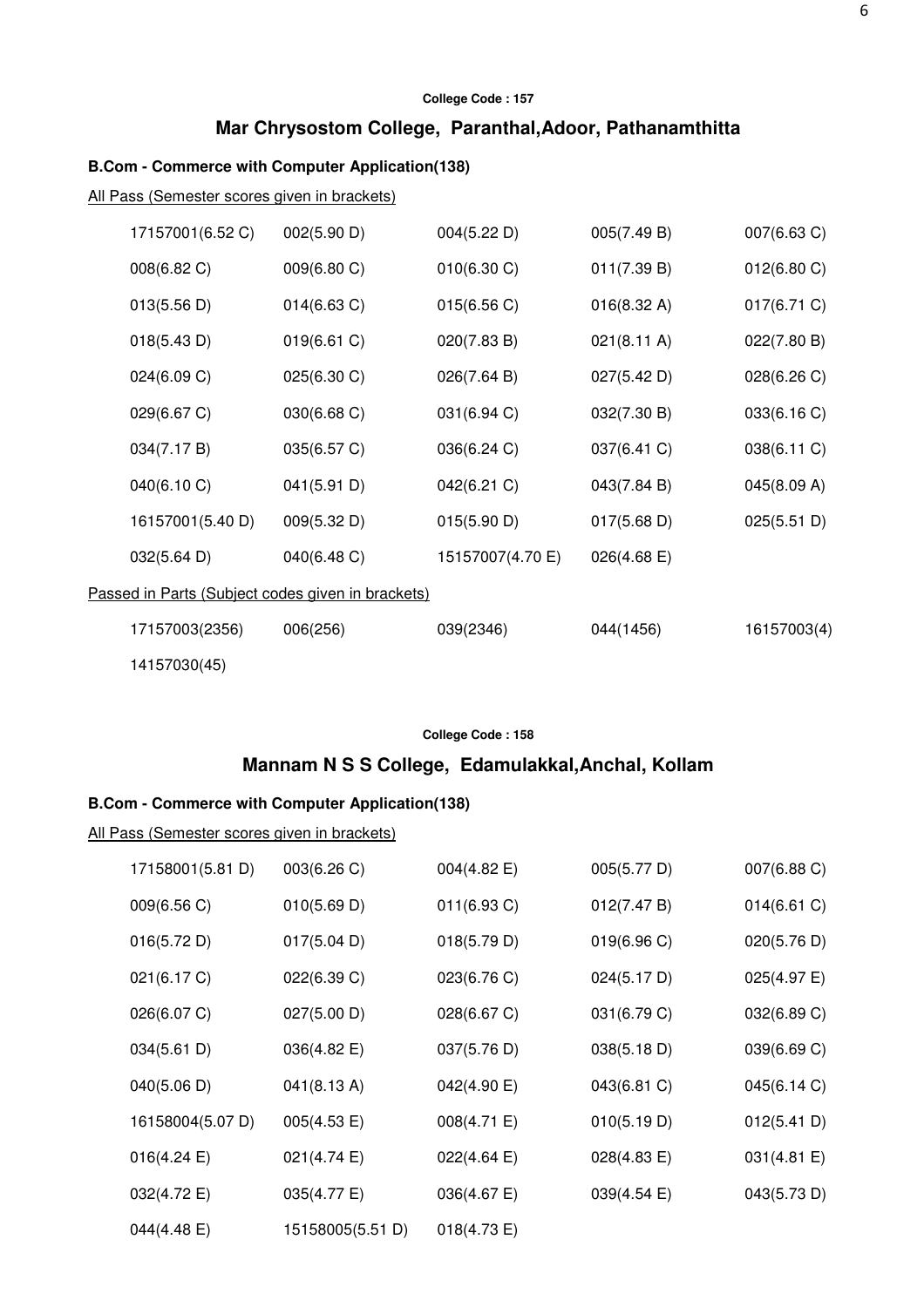**College Code : 157**

## Mar Chrysostom College, Paranthal,Adoor, Pathanamthitta

### B.Com - Commerce with Computer Application(138)

All Pass (Semester scores given in brackets)

| | | | | |
|---|---|---|---|---|
| 17157001(6.52 C) | 002(5.90 D) | 004(5.22 D) | 005(7.49 B) | 007(6.63 C) |
| 008(6.82 C) | 009(6.80 C) | 010(6.30 C) | 011(7.39 B) | 012(6.80 C) |
| 013(5.56 D) | 014(6.63 C) | 015(6.56 C) | 016(8.32 A) | 017(6.71 C) |
| 018(5.43 D) | 019(6.61 C) | 020(7.83 B) | 021(8.11 A) | 022(7.80 B) |
| 024(6.09 C) | 025(6.30 C) | 026(7.64 B) | 027(5.42 D) | 028(6.26 C) |
| 029(6.67 C) | 030(6.68 C) | 031(6.94 C) | 032(7.30 B) | 033(6.16 C) |
| 034(7.17 B) | 035(6.57 C) | 036(6.24 C) | 037(6.41 C) | 038(6.11 C) |
| 040(6.10 C) | 041(5.91 D) | 042(6.21 C) | 043(7.84 B) | 045(8.09 A) |
| 16157001(5.40 D) | 009(5.32 D) | 015(5.90 D) | 017(5.68 D) | 025(5.51 D) |
| 032(5.64 D) | 040(6.48 C) | 15157007(4.70 E) | 026(4.68 E) | |

Passed in Parts (Subject codes given in brackets)

| | | | | |
|---|---|---|---|---|
| 17157003(2356) | 006(256) | 039(2346) | 044(1456) | 16157003(4) |
| 14157030(45) | | | | |

**College Code : 158**

## Mannam N S S College, Edamulakkal,Anchal, Kollam

### B.Com - Commerce with Computer Application(138)

All Pass (Semester scores given in brackets)

| | | | | |
|---|---|---|---|---|
| 17158001(5.81 D) | 003(6.26 C) | 004(4.82 E) | 005(5.77 D) | 007(6.88 C) |
| 009(6.56 C) | 010(5.69 D) | 011(6.93 C) | 012(7.47 B) | 014(6.61 C) |
| 016(5.72 D) | 017(5.04 D) | 018(5.79 D) | 019(6.96 C) | 020(5.76 D) |
| 021(6.17 C) | 022(6.39 C) | 023(6.76 C) | 024(5.17 D) | 025(4.97 E) |
| 026(6.07 C) | 027(5.00 D) | 028(6.67 C) | 031(6.79 C) | 032(6.89 C) |
| 034(5.61 D) | 036(4.82 E) | 037(5.76 D) | 038(5.18 D) | 039(6.69 C) |
| 040(5.06 D) | 041(8.13 A) | 042(4.90 E) | 043(6.81 C) | 045(6.14 C) |
| 16158004(5.07 D) | 005(4.53 E) | 008(4.71 E) | 010(5.19 D) | 012(5.41 D) |
| 016(4.24 E) | 021(4.74 E) | 022(4.64 E) | 028(4.83 E) | 031(4.81 E) |
| 032(4.72 E) | 035(4.77 E) | 036(4.67 E) | 039(4.54 E) | 043(5.73 D) |
| 044(4.48 E) | 15158005(5.51 D) | 018(4.73 E) | | |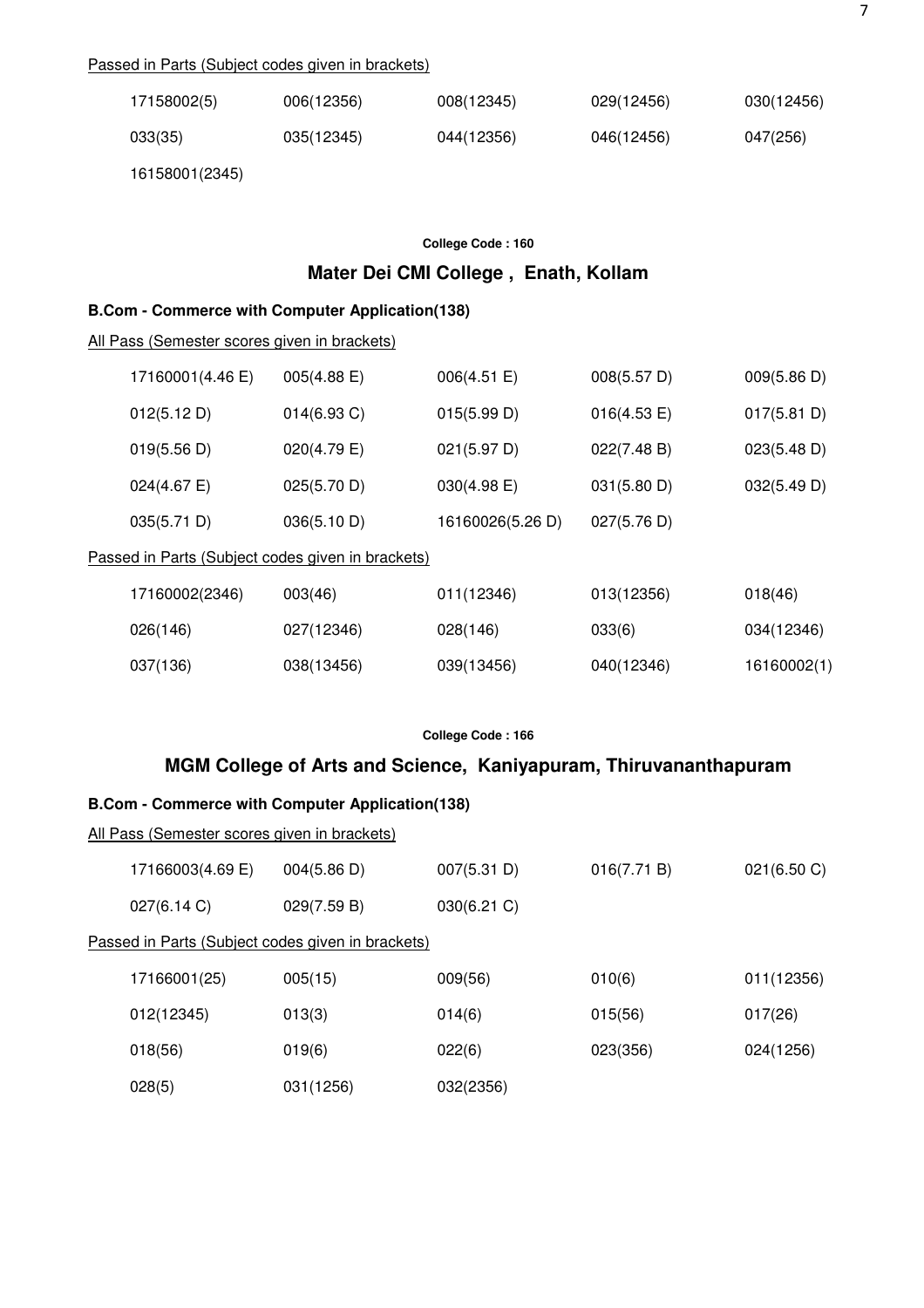Passed in Parts (Subject codes given in brackets)

| | | | | |
|---|---|---|---|---|
| 17158002(5) | 006(12356) | 008(12345) | 029(12456) | 030(12456) |
| 033(35) | 035(12345) | 044(12356) | 046(12456) | 047(256) |
| 16158001(2345) | | | | |

**College Code : 160**

## Mater Dei CMI College , Enath, Kollam

### B.Com - Commerce with Computer Application(138)

All Pass (Semester scores given in brackets)

| | | | | |
|---|---|---|---|---|
| 17160001(4.46 E) | 005(4.88 E) | 006(4.51 E) | 008(5.57 D) | 009(5.86 D) |
| 012(5.12 D) | 014(6.93 C) | 015(5.99 D) | 016(4.53 E) | 017(5.81 D) |
| 019(5.56 D) | 020(4.79 E) | 021(5.97 D) | 022(7.48 B) | 023(5.48 D) |
| 024(4.67 E) | 025(5.70 D) | 030(4.98 E) | 031(5.80 D) | 032(5.49 D) |
| 035(5.71 D) | 036(5.10 D) | 16160026(5.26 D) | 027(5.76 D) | |

Passed in Parts (Subject codes given in brackets)

| | | | | |
|---|---|---|---|---|
| 17160002(2346) | 003(46) | 011(12346) | 013(12356) | 018(46) |
| 026(146) | 027(12346) | 028(146) | 033(6) | 034(12346) |
| 037(136) | 038(13456) | 039(13456) | 040(12346) | 16160002(1) |

**College Code : 166**

## MGM College of Arts and Science, Kaniyapuram, Thiruvananthapuram

### B.Com - Commerce with Computer Application(138)

All Pass (Semester scores given in brackets)

| | | | | |
|---|---|---|---|---|
| 17166003(4.69 E) | 004(5.86 D) | 007(5.31 D) | 016(7.71 B) | 021(6.50 C) |
| 027(6.14 C) | 029(7.59 B) | 030(6.21 C) | | |

Passed in Parts (Subject codes given in brackets)

| | | | | |
|---|---|---|---|---|
| 17166001(25) | 005(15) | 009(56) | 010(6) | 011(12356) |
| 012(12345) | 013(3) | 014(6) | 015(56) | 017(26) |
| 018(56) | 019(6) | 022(6) | 023(356) | 024(1256) |
| 028(5) | 031(1256) | 032(2356) | | |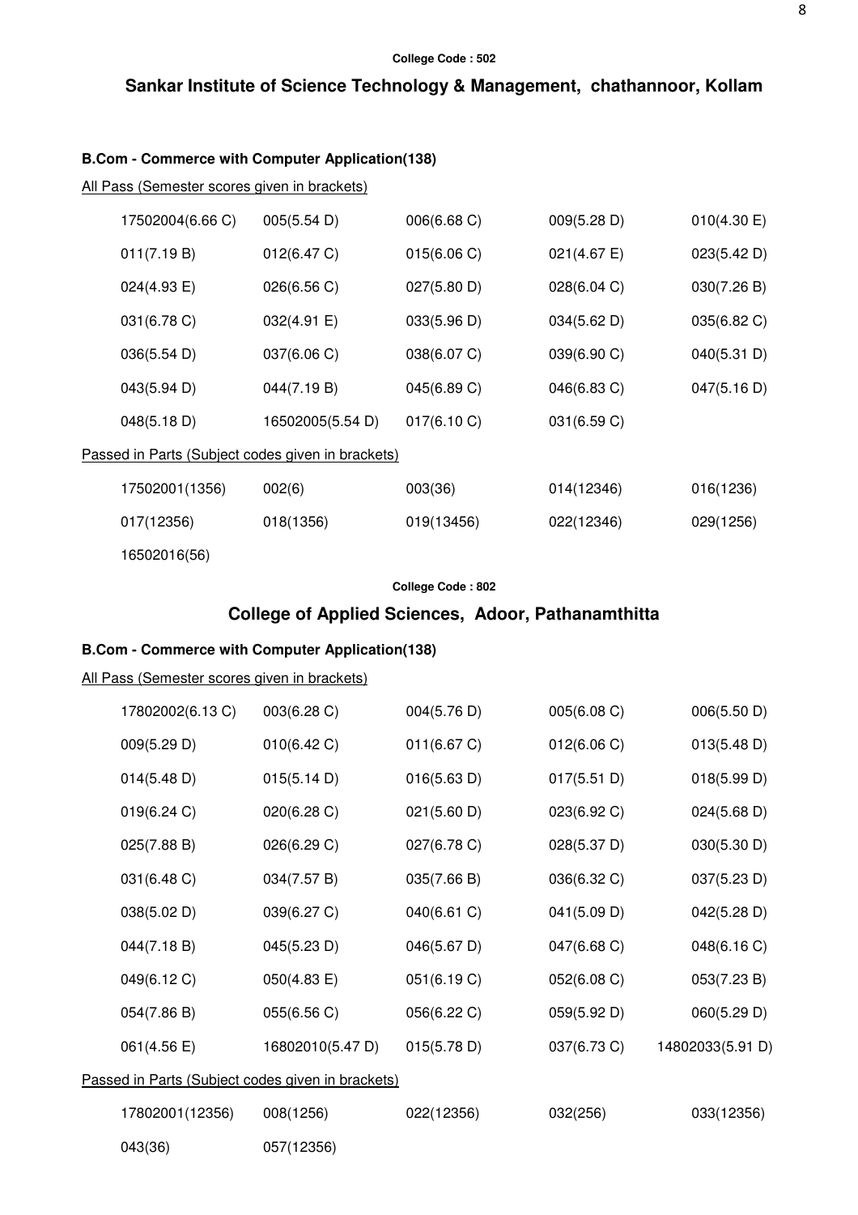College Code : 502

## Sankar Institute of Science Technology & Management, chathannoor, Kollam

### B.Com - Commerce with Computer Application(138)

All Pass (Semester scores given in brackets)

| | | | | |
|---|---|---|---|---|
| 17502004(6.66 C) | 005(5.54 D) | 006(6.68 C) | 009(5.28 D) | 010(4.30 E) |
| 011(7.19 B) | 012(6.47 C) | 015(6.06 C) | 021(4.67 E) | 023(5.42 D) |
| 024(4.93 E) | 026(6.56 C) | 027(5.80 D) | 028(6.04 C) | 030(7.26 B) |
| 031(6.78 C) | 032(4.91 E) | 033(5.96 D) | 034(5.62 D) | 035(6.82 C) |
| 036(5.54 D) | 037(6.06 C) | 038(6.07 C) | 039(6.90 C) | 040(5.31 D) |
| 043(5.94 D) | 044(7.19 B) | 045(6.89 C) | 046(6.83 C) | 047(5.16 D) |
| 048(5.18 D) | 16502005(5.54 D) | 017(6.10 C) | 031(6.59 C) | |

Passed in Parts (Subject codes given in brackets)

| | | | | |
|---|---|---|---|---|
| 17502001(1356) | 002(6) | 003(36) | 014(12346) | 016(1236) |
| 017(12356) | 018(1356) | 019(13456) | 022(12346) | 029(1256) |
| 16502016(56) | | | | |

College Code : 802

## College of Applied Sciences, Adoor, Pathanamthitta

### B.Com - Commerce with Computer Application(138)

All Pass (Semester scores given in brackets)

| | | | | |
|---|---|---|---|---|
| 17802002(6.13 C) | 003(6.28 C) | 004(5.76 D) | 005(6.08 C) | 006(5.50 D) |
| 009(5.29 D) | 010(6.42 C) | 011(6.67 C) | 012(6.06 C) | 013(5.48 D) |
| 014(5.48 D) | 015(5.14 D) | 016(5.63 D) | 017(5.51 D) | 018(5.99 D) |
| 019(6.24 C) | 020(6.28 C) | 021(5.60 D) | 023(6.92 C) | 024(5.68 D) |
| 025(7.88 B) | 026(6.29 C) | 027(6.78 C) | 028(5.37 D) | 030(5.30 D) |
| 031(6.48 C) | 034(7.57 B) | 035(7.66 B) | 036(6.32 C) | 037(5.23 D) |
| 038(5.02 D) | 039(6.27 C) | 040(6.61 C) | 041(5.09 D) | 042(5.28 D) |
| 044(7.18 B) | 045(5.23 D) | 046(5.67 D) | 047(6.68 C) | 048(6.16 C) |
| 049(6.12 C) | 050(4.83 E) | 051(6.19 C) | 052(6.08 C) | 053(7.23 B) |
| 054(7.86 B) | 055(6.56 C) | 056(6.22 C) | 059(5.92 D) | 060(5.29 D) |
| 061(4.56 E) | 16802010(5.47 D) | 015(5.78 D) | 037(6.73 C) | 14802033(5.91 D) |

Passed in Parts (Subject codes given in brackets)

| | | | | |
|---|---|---|---|---|
| 17802001(12356) | 008(1256) | 022(12356) | 032(256) | 033(12356) |
| 043(36) | 057(12356) | | | |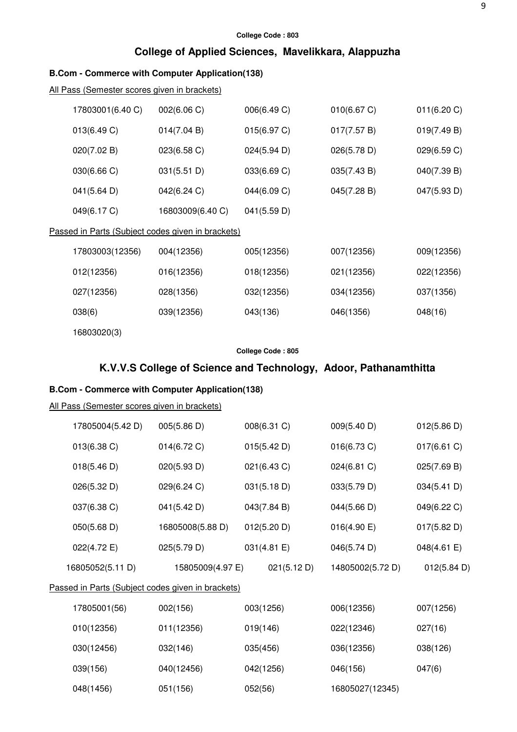College Code : 803

## College of Applied Sciences, Mavelikkara, Alappuzha

### B.Com - Commerce with Computer Application(138)

All Pass (Semester scores given in brackets)

| | | | | |
|---|---|---|---|---|
| 17803001(6.40 C) | 002(6.06 C) | 006(6.49 C) | 010(6.67 C) | 011(6.20 C) |
| 013(6.49 C) | 014(7.04 B) | 015(6.97 C) | 017(7.57 B) | 019(7.49 B) |
| 020(7.02 B) | 023(6.58 C) | 024(5.94 D) | 026(5.78 D) | 029(6.59 C) |
| 030(6.66 C) | 031(5.51 D) | 033(6.69 C) | 035(7.43 B) | 040(7.39 B) |
| 041(5.64 D) | 042(6.24 C) | 044(6.09 C) | 045(7.28 B) | 047(5.93 D) |
| 049(6.17 C) | 16803009(6.40 C) | 041(5.59 D) | | |

Passed in Parts (Subject codes given in brackets)

| | | | | |
|---|---|---|---|---|
| 17803003(12356) | 004(12356) | 005(12356) | 007(12356) | 009(12356) |
| 012(12356) | 016(12356) | 018(12356) | 021(12356) | 022(12356) |
| 027(12356) | 028(1356) | 032(12356) | 034(12356) | 037(1356) |
| 038(6) | 039(12356) | 043(136) | 046(1356) | 048(16) |
| 16803020(3) | | | | |

College Code : 805

## K.V.V.S College of Science and Technology, Adoor, Pathanamthitta

### B.Com - Commerce with Computer Application(138)

All Pass (Semester scores given in brackets)

| | | | | |
|---|---|---|---|---|
| 17805004(5.42 D) | 005(5.86 D) | 008(6.31 C) | 009(5.40 D) | 012(5.86 D) |
| 013(6.38 C) | 014(6.72 C) | 015(5.42 D) | 016(6.73 C) | 017(6.61 C) |
| 018(5.46 D) | 020(5.93 D) | 021(6.43 C) | 024(6.81 C) | 025(7.69 B) |
| 026(5.32 D) | 029(6.24 C) | 031(5.18 D) | 033(5.79 D) | 034(5.41 D) |
| 037(6.38 C) | 041(5.42 D) | 043(7.84 B) | 044(5.66 D) | 049(6.22 C) |
| 050(5.68 D) | 16805008(5.88 D) | 012(5.20 D) | 016(4.90 E) | 017(5.82 D) |
| 022(4.72 E) | 025(5.79 D) | 031(4.81 E) | 046(5.74 D) | 048(4.61 E) |
| 16805052(5.11 D) | 15805009(4.97 E) | 021(5.12 D) | 14805002(5.72 D) | 012(5.84 D) |

Passed in Parts (Subject codes given in brackets)

| | | | | |
|---|---|---|---|---|
| 17805001(56) | 002(156) | 003(1256) | 006(12356) | 007(1256) |
| 010(12356) | 011(12356) | 019(146) | 022(12346) | 027(16) |
| 030(12456) | 032(146) | 035(456) | 036(12356) | 038(126) |
| 039(156) | 040(12456) | 042(1256) | 046(156) | 047(6) |
| 048(1456) | 051(156) | 052(56) | 16805027(12345) | |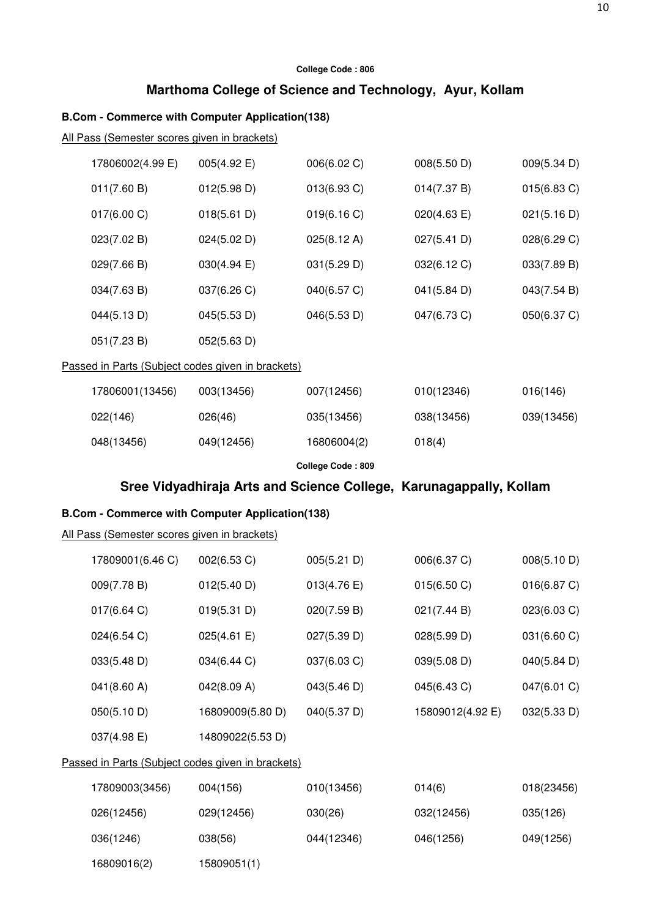**College Code : 806**

## Marthoma College of Science and Technology, Ayur, Kollam

### B.Com - Commerce with Computer Application(138)

All Pass (Semester scores given in brackets)

| | | | | |
|---|---|---|---|---|
| 17806002(4.99 E) | 005(4.92 E) | 006(6.02 C) | 008(5.50 D) | 009(5.34 D) |
| 011(7.60 B) | 012(5.98 D) | 013(6.93 C) | 014(7.37 B) | 015(6.83 C) |
| 017(6.00 C) | 018(5.61 D) | 019(6.16 C) | 020(4.63 E) | 021(5.16 D) |
| 023(7.02 B) | 024(5.02 D) | 025(8.12 A) | 027(5.41 D) | 028(6.29 C) |
| 029(7.66 B) | 030(4.94 E) | 031(5.29 D) | 032(6.12 C) | 033(7.89 B) |
| 034(7.63 B) | 037(6.26 C) | 040(6.57 C) | 041(5.84 D) | 043(7.54 B) |
| 044(5.13 D) | 045(5.53 D) | 046(5.53 D) | 047(6.73 C) | 050(6.37 C) |
| 051(7.23 B) | 052(5.63 D) | | | |

Passed in Parts (Subject codes given in brackets)

| | | | | |
|---|---|---|---|---|
| 17806001(13456) | 003(13456) | 007(12456) | 010(12346) | 016(146) |
| 022(146) | 026(46) | 035(13456) | 038(13456) | 039(13456) |
| 048(13456) | 049(12456) | 16806004(2) | 018(4) | |

**College Code : 809**

## Sree Vidyadhiraja Arts and Science College, Karunagappally, Kollam

### B.Com - Commerce with Computer Application(138)

All Pass (Semester scores given in brackets)

| | | | | |
|---|---|---|---|---|
| 17809001(6.46 C) | 002(6.53 C) | 005(5.21 D) | 006(6.37 C) | 008(5.10 D) |
| 009(7.78 B) | 012(5.40 D) | 013(4.76 E) | 015(6.50 C) | 016(6.87 C) |
| 017(6.64 C) | 019(5.31 D) | 020(7.59 B) | 021(7.44 B) | 023(6.03 C) |
| 024(6.54 C) | 025(4.61 E) | 027(5.39 D) | 028(5.99 D) | 031(6.60 C) |
| 033(5.48 D) | 034(6.44 C) | 037(6.03 C) | 039(5.08 D) | 040(5.84 D) |
| 041(8.60 A) | 042(8.09 A) | 043(5.46 D) | 045(6.43 C) | 047(6.01 C) |
| 050(5.10 D) | 16809009(5.80 D) | 040(5.37 D) | 15809012(4.92 E) | 032(5.33 D) |
| 037(4.98 E) | 14809022(5.53 D) | | | |

Passed in Parts (Subject codes given in brackets)

| | | | | |
|---|---|---|---|---|
| 17809003(3456) | 004(156) | 010(13456) | 014(6) | 018(23456) |
| 026(12456) | 029(12456) | 030(26) | 032(12456) | 035(126) |
| 036(1246) | 038(56) | 044(12346) | 046(1256) | 049(1256) |
| 16809016(2) | 15809051(1) | | | |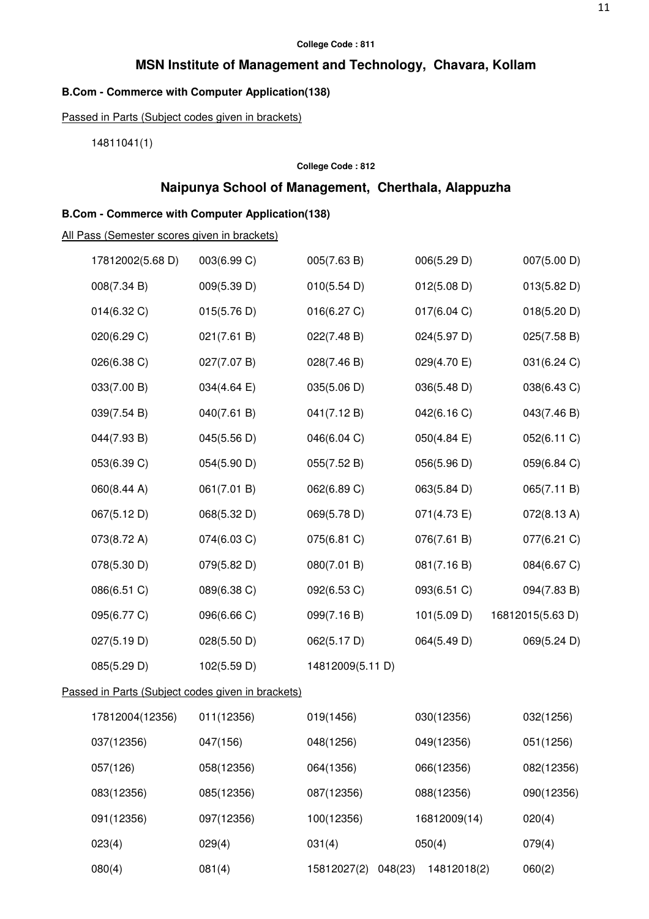**College Code : 811**

## MSN Institute of Management and Technology, Chavara, Kollam

### B.Com - Commerce with Computer Application(138)

Passed in Parts (Subject codes given in brackets)

14811041(1)

**College Code : 812**

## Naipunya School of Management, Cherthala, Alappuzha

### B.Com - Commerce with Computer Application(138)

All Pass (Semester scores given in brackets)

| | | | | |
|---|---|---|---|---|
| 17812002(5.68 D) | 003(6.99 C) | 005(7.63 B) | 006(5.29 D) | 007(5.00 D) |
| 008(7.34 B) | 009(5.39 D) | 010(5.54 D) | 012(5.08 D) | 013(5.82 D) |
| 014(6.32 C) | 015(5.76 D) | 016(6.27 C) | 017(6.04 C) | 018(5.20 D) |
| 020(6.29 C) | 021(7.61 B) | 022(7.48 B) | 024(5.97 D) | 025(7.58 B) |
| 026(6.38 C) | 027(7.07 B) | 028(7.46 B) | 029(4.70 E) | 031(6.24 C) |
| 033(7.00 B) | 034(4.64 E) | 035(5.06 D) | 036(5.48 D) | 038(6.43 C) |
| 039(7.54 B) | 040(7.61 B) | 041(7.12 B) | 042(6.16 C) | 043(7.46 B) |
| 044(7.93 B) | 045(5.56 D) | 046(6.04 C) | 050(4.84 E) | 052(6.11 C) |
| 053(6.39 C) | 054(5.90 D) | 055(7.52 B) | 056(5.96 D) | 059(6.84 C) |
| 060(8.44 A) | 061(7.01 B) | 062(6.89 C) | 063(5.84 D) | 065(7.11 B) |
| 067(5.12 D) | 068(5.32 D) | 069(5.78 D) | 071(4.73 E) | 072(8.13 A) |
| 073(8.72 A) | 074(6.03 C) | 075(6.81 C) | 076(7.61 B) | 077(6.21 C) |
| 078(5.30 D) | 079(5.82 D) | 080(7.01 B) | 081(7.16 B) | 084(6.67 C) |
| 086(6.51 C) | 089(6.38 C) | 092(6.53 C) | 093(6.51 C) | 094(7.83 B) |
| 095(6.77 C) | 096(6.66 C) | 099(7.16 B) | 101(5.09 D) | 16812015(5.63 D) |
| 027(5.19 D) | 028(5.50 D) | 062(5.17 D) | 064(5.49 D) | 069(5.24 D) |
| 085(5.29 D) | 102(5.59 D) | 14812009(5.11 D) | | |

Passed in Parts (Subject codes given in brackets)

| | | | | | |
|---|---|---|---|---|---|
| 17812004(12356) | 011(12356) | 019(1456) | | 030(12356) | 032(1256) |
| 037(12356) | 047(156) | 048(1256) | | 049(12356) | 051(1256) |
| 057(126) | 058(12356) | 064(1356) | | 066(12356) | 082(12356) |
| 083(12356) | 085(12356) | 087(12356) | | 088(12356) | 090(12356) |
| 091(12356) | 097(12356) | 100(12356) | | 16812009(14) | 020(4) |
| 023(4) | 029(4) | 031(4) | | 050(4) | 079(4) |
| 080(4) | 081(4) | 15812027(2) | 048(23) | 14812018(2) | 060(2) |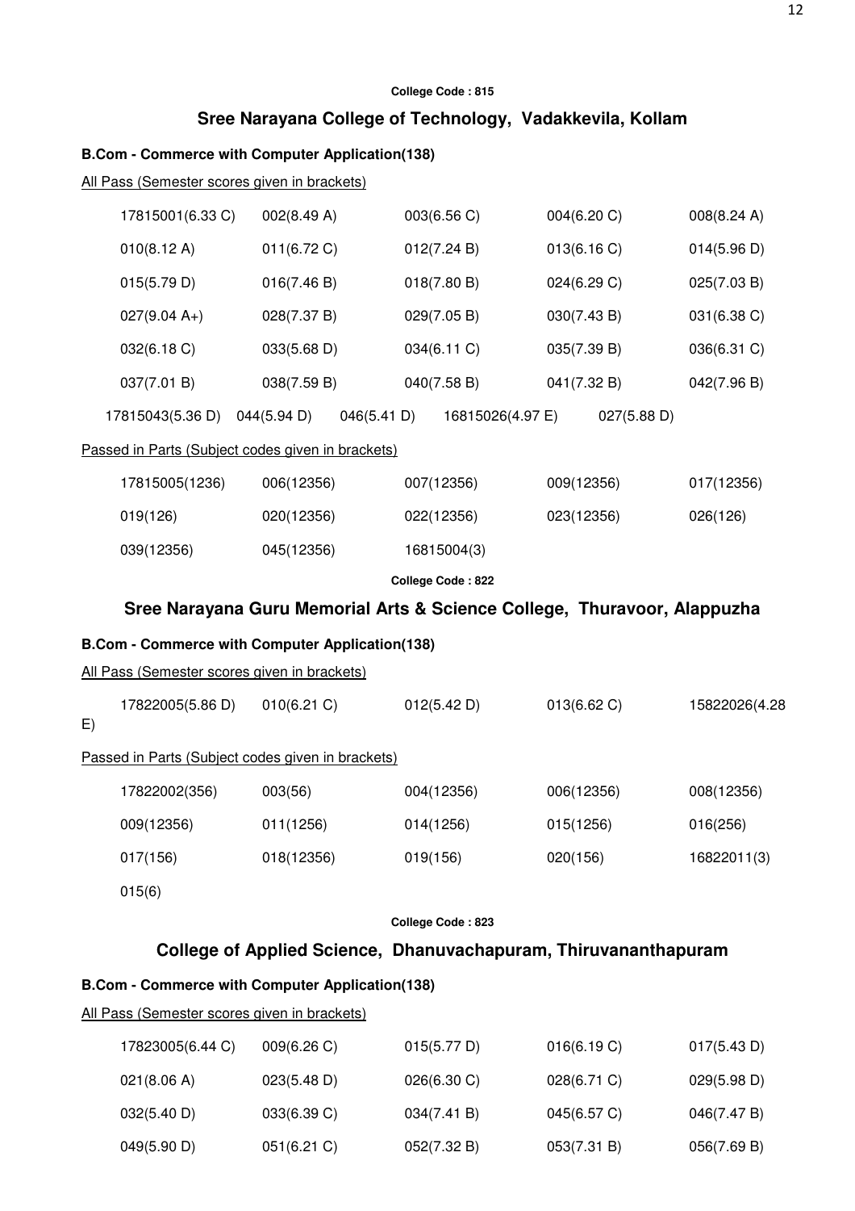College Code : 815

## Sree Narayana College of Technology, Vadakkevila, Kollam

**B.Com - Commerce with Computer Application(138)**

All Pass (Semester scores given in brackets)

| | | | | |
|---|---|---|---|---|
| 17815001(6.33 C) | 002(8.49 A) | 003(6.56 C) | 004(6.20 C) | 008(8.24 A) |
| 010(8.12 A) | 011(6.72 C) | 012(7.24 B) | 013(6.16 C) | 014(5.96 D) |
| 015(5.79 D) | 016(7.46 B) | 018(7.80 B) | 024(6.29 C) | 025(7.03 B) |
| 027(9.04 A+) | 028(7.37 B) | 029(7.05 B) | 030(7.43 B) | 031(6.38 C) |
| 032(6.18 C) | 033(5.68 D) | 034(6.11 C) | 035(7.39 B) | 036(6.31 C) |
| 037(7.01 B) | 038(7.59 B) | 040(7.58 B) | 041(7.32 B) | 042(7.96 B) |
| 17815043(5.36 D) | 044(5.94 D) | 046(5.41 D) | 16815026(4.97 E) | 027(5.88 D) |

Passed in Parts (Subject codes given in brackets)

| | | | | |
|---|---|---|---|---|
| 17815005(1236) | 006(12356) | 007(12356) | 009(12356) | 017(12356) |
| 019(126) | 020(12356) | 022(12356) | 023(12356) | 026(126) |
| 039(12356) | 045(12356) | 16815004(3) | | |

College Code : 822

## Sree Narayana Guru Memorial Arts & Science College, Thuravoor, Alappuzha

**B.Com - Commerce with Computer Application(138)**

All Pass (Semester scores given in brackets)

| | | | | |
|---|---|---|---|---|
| 17822005(5.86 D) | 010(6.21 C) | 012(5.42 D) | 013(6.62 C) | 15822026(4.28 E) |

Passed in Parts (Subject codes given in brackets)

| | | | | |
|---|---|---|---|---|
| 17822002(356) | 003(56) | 004(12356) | 006(12356) | 008(12356) |
| 009(12356) | 011(1256) | 014(1256) | 015(1256) | 016(256) |
| 017(156) | 018(12356) | 019(156) | 020(156) | 16822011(3) |
| 015(6) | | | | |

College Code : 823

## College of Applied Science, Dhanuvachapuram, Thiruvananthapuram

**B.Com - Commerce with Computer Application(138)**

All Pass (Semester scores given in brackets)

| | | | | |
|---|---|---|---|---|
| 17823005(6.44 C) | 009(6.26 C) | 015(5.77 D) | 016(6.19 C) | 017(5.43 D) |
| 021(8.06 A) | 023(5.48 D) | 026(6.30 C) | 028(6.71 C) | 029(5.98 D) |
| 032(5.40 D) | 033(6.39 C) | 034(7.41 B) | 045(6.57 C) | 046(7.47 B) |
| 049(5.90 D) | 051(6.21 C) | 052(7.32 B) | 053(7.31 B) | 056(7.69 B) |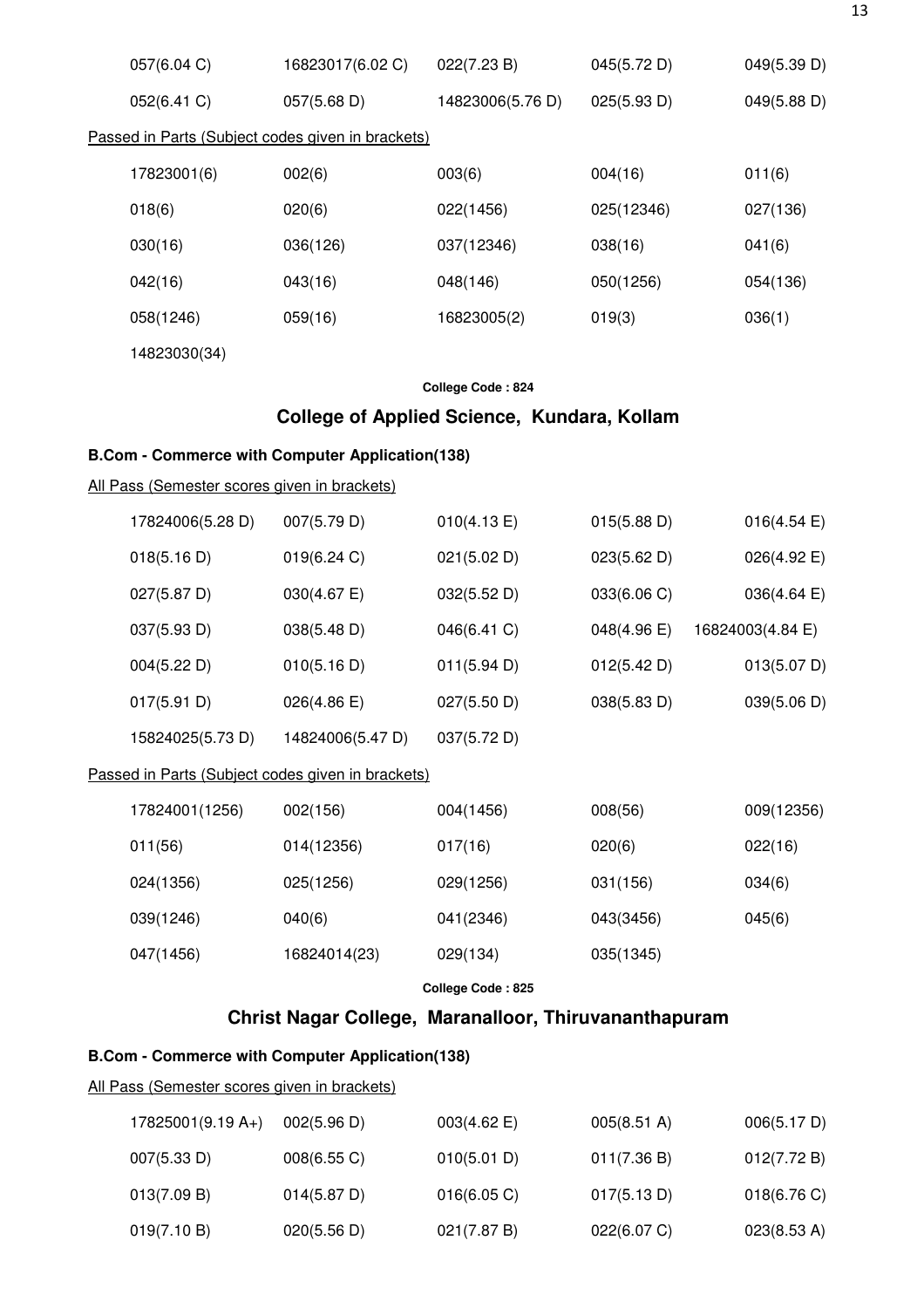| | | | | |
|---|---|---|---|---|
| 057(6.04 C) | 16823017(6.02 C) | 022(7.23 B) | 045(5.72 D) | 049(5.39 D) |
| 052(6.41 C) | 057(5.68 D) | 14823006(5.76 D) | 025(5.93 D) | 049(5.88 D) |

Passed in Parts (Subject codes given in brackets)

| | | | | |
|---|---|---|---|---|
| 17823001(6) | 002(6) | 003(6) | 004(16) | 011(6) |
| 018(6) | 020(6) | 022(1456) | 025(12346) | 027(136) |
| 030(16) | 036(126) | 037(12346) | 038(16) | 041(6) |
| 042(16) | 043(16) | 048(146) | 050(1256) | 054(136) |
| 058(1246) | 059(16) | 16823005(2) | 019(3) | 036(1) |
| 14823030(34) | | | | |

**College Code : 824**

## College of Applied Science, Kundara, Kollam

### B.Com - Commerce with Computer Application(138)

All Pass (Semester scores given in brackets)

| | | | | |
|---|---|---|---|---|
| 17824006(5.28 D) | 007(5.79 D) | 010(4.13 E) | 015(5.88 D) | 016(4.54 E) |
| 018(5.16 D) | 019(6.24 C) | 021(5.02 D) | 023(5.62 D) | 026(4.92 E) |
| 027(5.87 D) | 030(4.67 E) | 032(5.52 D) | 033(6.06 C) | 036(4.64 E) |
| 037(5.93 D) | 038(5.48 D) | 046(6.41 C) | 048(4.96 E) | 16824003(4.84 E) |
| 004(5.22 D) | 010(5.16 D) | 011(5.94 D) | 012(5.42 D) | 013(5.07 D) |
| 017(5.91 D) | 026(4.86 E) | 027(5.50 D) | 038(5.83 D) | 039(5.06 D) |
| 15824025(5.73 D) | 14824006(5.47 D) | 037(5.72 D) | | |

Passed in Parts (Subject codes given in brackets)

| | | | | |
|---|---|---|---|---|
| 17824001(1256) | 002(156) | 004(1456) | 008(56) | 009(12356) |
| 011(56) | 014(12356) | 017(16) | 020(6) | 022(16) |
| 024(1356) | 025(1256) | 029(1256) | 031(156) | 034(6) |
| 039(1246) | 040(6) | 041(2346) | 043(3456) | 045(6) |
| 047(1456) | 16824014(23) | 029(134) | 035(1345) | |

**College Code : 825**

## Christ Nagar College, Maranalloor, Thiruvananthapuram

### B.Com - Commerce with Computer Application(138)

All Pass (Semester scores given in brackets)

| | | | | |
|---|---|---|---|---|
| 17825001(9.19 A+) | 002(5.96 D) | 003(4.62 E) | 005(8.51 A) | 006(5.17 D) |
| 007(5.33 D) | 008(6.55 C) | 010(5.01 D) | 011(7.36 B) | 012(7.72 B) |
| 013(7.09 B) | 014(5.87 D) | 016(6.05 C) | 017(5.13 D) | 018(6.76 C) |
| 019(7.10 B) | 020(5.56 D) | 021(7.87 B) | 022(6.07 C) | 023(8.53 A) |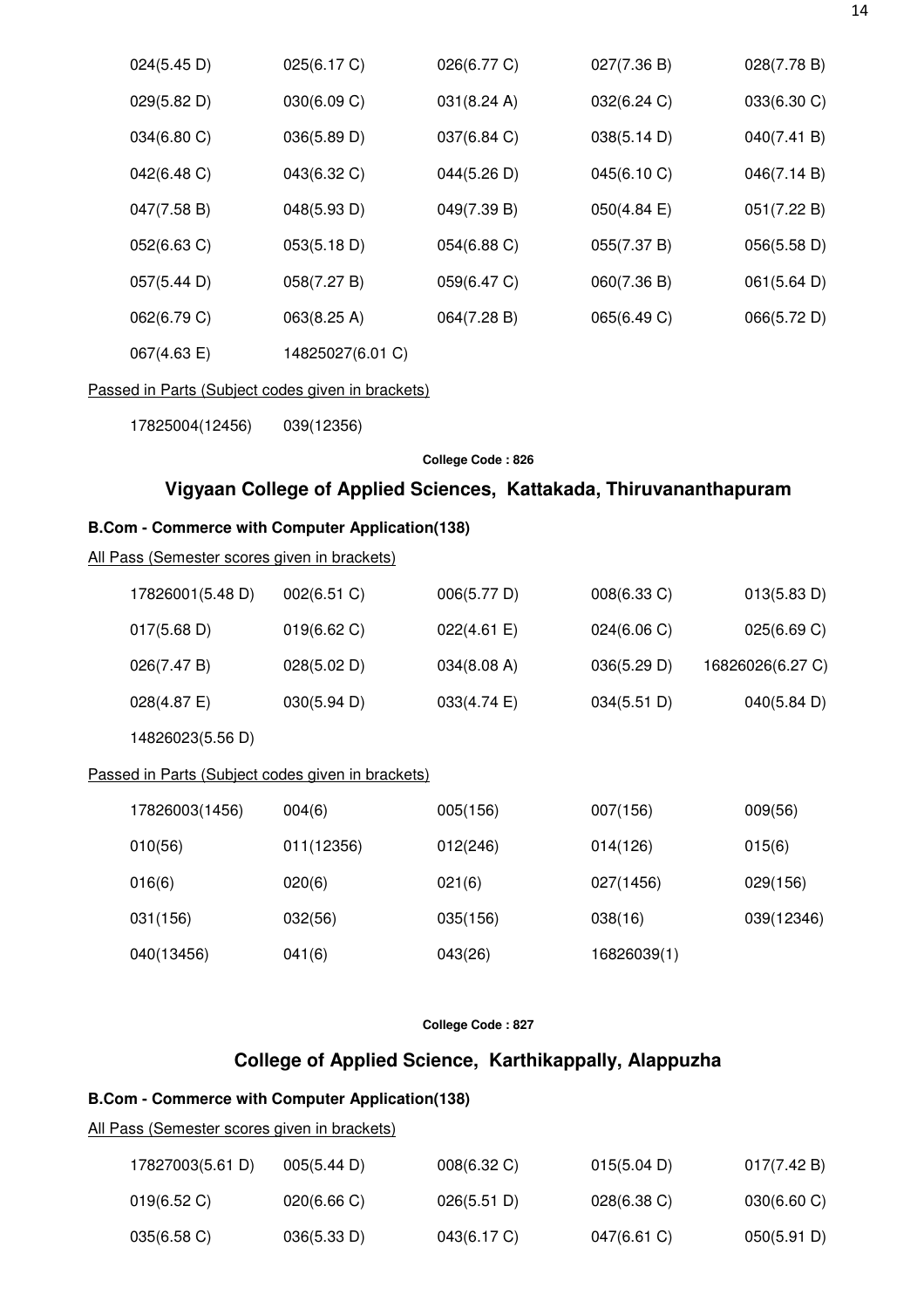| | | | | |
|---|---|---|---|---|
| 024(5.45 D) | 025(6.17 C) | 026(6.77 C) | 027(7.36 B) | 028(7.78 B) |
| 029(5.82 D) | 030(6.09 C) | 031(8.24 A) | 032(6.24 C) | 033(6.30 C) |
| 034(6.80 C) | 036(5.89 D) | 037(6.84 C) | 038(5.14 D) | 040(7.41 B) |
| 042(6.48 C) | 043(6.32 C) | 044(5.26 D) | 045(6.10 C) | 046(7.14 B) |
| 047(7.58 B) | 048(5.93 D) | 049(7.39 B) | 050(4.84 E) | 051(7.22 B) |
| 052(6.63 C) | 053(5.18 D) | 054(6.88 C) | 055(7.37 B) | 056(5.58 D) |
| 057(5.44 D) | 058(7.27 B) | 059(6.47 C) | 060(7.36 B) | 061(5.64 D) |
| 062(6.79 C) | 063(8.25 A) | 064(7.28 B) | 065(6.49 C) | 066(5.72 D) |
| 067(4.63 E) | 14825027(6.01 C) | | | |

Passed in Parts (Subject codes given in brackets)

17825004(12456) 039(12356)

**College Code : 826**

## Vigyaan College of Applied Sciences, Kattakada, Thiruvananthapuram

### B.Com - Commerce with Computer Application(138)

All Pass (Semester scores given in brackets)

| | | | | |
|---|---|---|---|---|
| 17826001(5.48 D) | 002(6.51 C) | 006(5.77 D) | 008(6.33 C) | 013(5.83 D) |
| 017(5.68 D) | 019(6.62 C) | 022(4.61 E) | 024(6.06 C) | 025(6.69 C) |
| 026(7.47 B) | 028(5.02 D) | 034(8.08 A) | 036(5.29 D) | 16826026(6.27 C) |
| 028(4.87 E) | 030(5.94 D) | 033(4.74 E) | 034(5.51 D) | 040(5.84 D) |
| 14826023(5.56 D) | | | | |

Passed in Parts (Subject codes given in brackets)

| | | | | |
|---|---|---|---|---|
| 17826003(1456) | 004(6) | 005(156) | 007(156) | 009(56) |
| 010(56) | 011(12356) | 012(246) | 014(126) | 015(6) |
| 016(6) | 020(6) | 021(6) | 027(1456) | 029(156) |
| 031(156) | 032(56) | 035(156) | 038(16) | 039(12346) |
| 040(13456) | 041(6) | 043(26) | 16826039(1) | |

**College Code : 827**

## College of Applied Science, Karthikappally, Alappuzha

### B.Com - Commerce with Computer Application(138)

All Pass (Semester scores given in brackets)

| | | | | |
|---|---|---|---|---|
| 17827003(5.61 D) | 005(5.44 D) | 008(6.32 C) | 015(5.04 D) | 017(7.42 B) |
| 019(6.52 C) | 020(6.66 C) | 026(5.51 D) | 028(6.38 C) | 030(6.60 C) |
| 035(6.58 C) | 036(5.33 D) | 043(6.17 C) | 047(6.61 C) | 050(5.91 D) |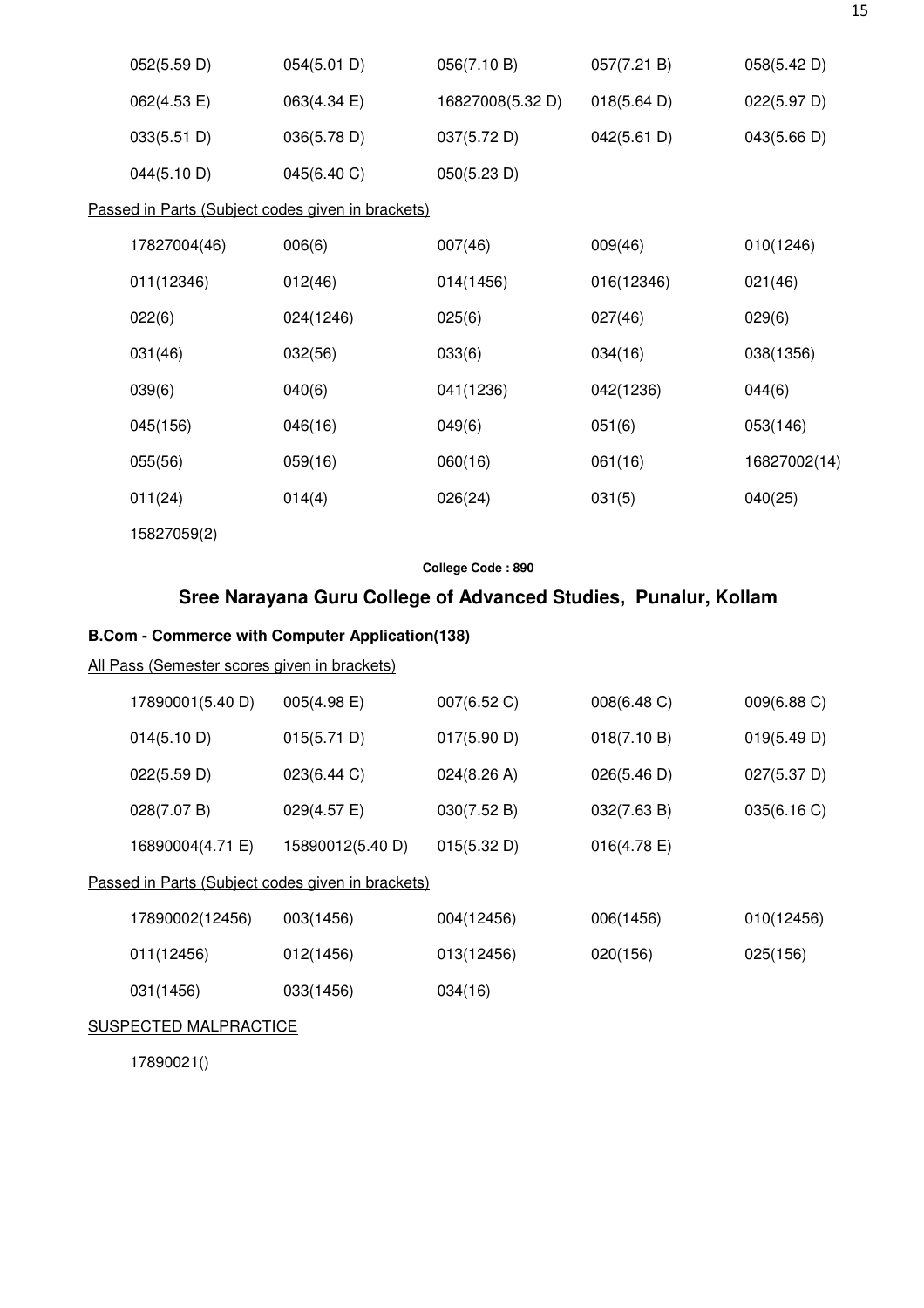| | | | | |
|---|---|---|---|---|
| 052(5.59 D) | 054(5.01 D) | 056(7.10 B) | 057(7.21 B) | 058(5.42 D) |
| 062(4.53 E) | 063(4.34 E) | 16827008(5.32 D) | 018(5.64 D) | 022(5.97 D) |
| 033(5.51 D) | 036(5.78 D) | 037(5.72 D) | 042(5.61 D) | 043(5.66 D) |
| 044(5.10 D) | 045(6.40 C) | 050(5.23 D) | | |

Passed in Parts (Subject codes given in brackets)

| | | | | |
|---|---|---|---|---|
| 17827004(46) | 006(6) | 007(46) | 009(46) | 010(1246) |
| 011(12346) | 012(46) | 014(1456) | 016(12346) | 021(46) |
| 022(6) | 024(1246) | 025(6) | 027(46) | 029(6) |
| 031(46) | 032(56) | 033(6) | 034(16) | 038(1356) |
| 039(6) | 040(6) | 041(1236) | 042(1236) | 044(6) |
| 045(156) | 046(16) | 049(6) | 051(6) | 053(146) |
| 055(56) | 059(16) | 060(16) | 061(16) | 16827002(14) |
| 011(24) | 014(4) | 026(24) | 031(5) | 040(25) |
| 15827059(2) | | | | |

**College Code : 890**

## Sree Narayana Guru College of Advanced Studies, Punalur, Kollam

### B.Com - Commerce with Computer Application(138)

All Pass (Semester scores given in brackets)

| | | | | |
|---|---|---|---|---|
| 17890001(5.40 D) | 005(4.98 E) | 007(6.52 C) | 008(6.48 C) | 009(6.88 C) |
| 014(5.10 D) | 015(5.71 D) | 017(5.90 D) | 018(7.10 B) | 019(5.49 D) |
| 022(5.59 D) | 023(6.44 C) | 024(8.26 A) | 026(5.46 D) | 027(5.37 D) |
| 028(7.07 B) | 029(4.57 E) | 030(7.52 B) | 032(7.63 B) | 035(6.16 C) |
| 16890004(4.71 E) | 15890012(5.40 D) | 015(5.32 D) | 016(4.78 E) | |

Passed in Parts (Subject codes given in brackets)

| | | | | |
|---|---|---|---|---|
| 17890002(12456) | 003(1456) | 004(12456) | 006(1456) | 010(12456) |
| 011(12456) | 012(1456) | 013(12456) | 020(156) | 025(156) |
| 031(1456) | 033(1456) | 034(16) | | |

SUSPECTED MALPRACTICE

17890021()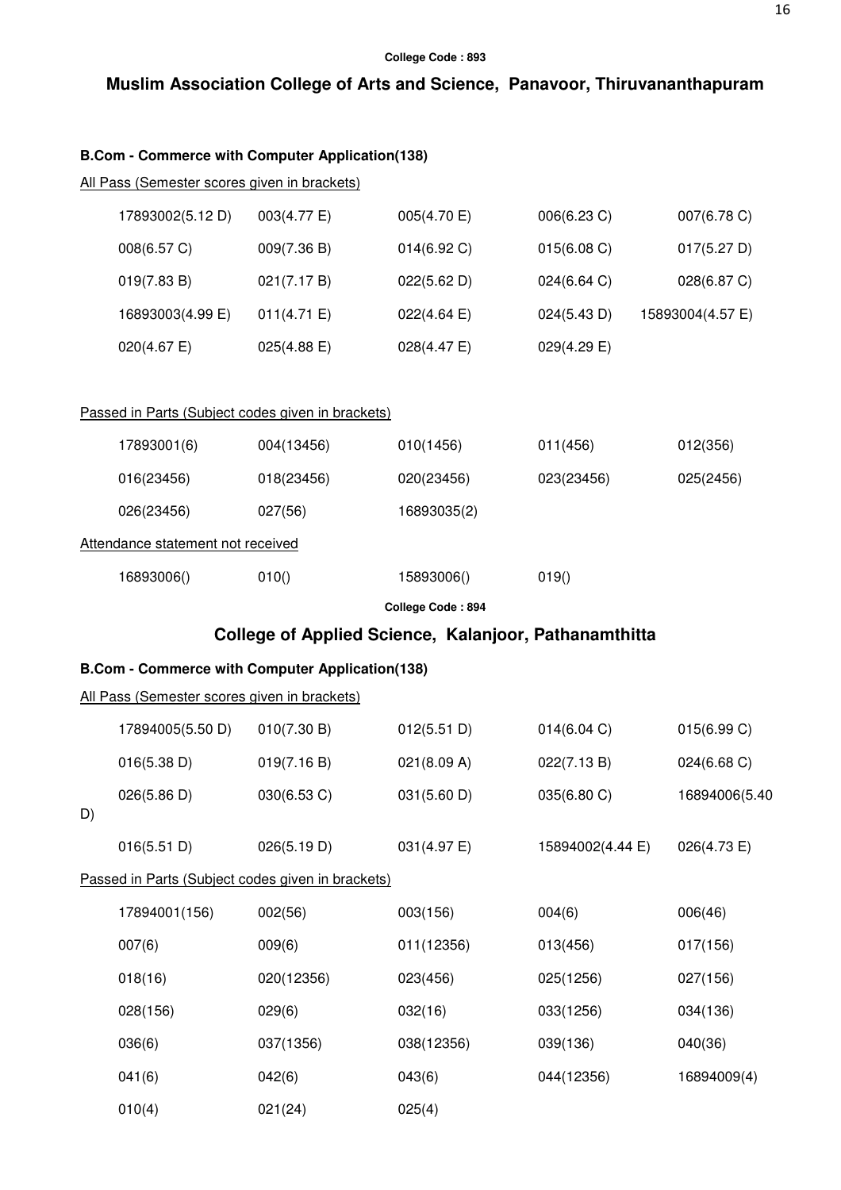College Code : 893

## Muslim Association College of Arts and Science, Panavoor, Thiruvananthapuram

### B.Com - Commerce with Computer Application(138)

All Pass (Semester scores given in brackets)

| | | | | |
|---|---|---|---|---|
| 17893002(5.12 D) | 003(4.77 E) | 005(4.70 E) | 006(6.23 C) | 007(6.78 C) |
| 008(6.57 C) | 009(7.36 B) | 014(6.92 C) | 015(6.08 C) | 017(5.27 D) |
| 019(7.83 B) | 021(7.17 B) | 022(5.62 D) | 024(6.64 C) | 028(6.87 C) |
| 16893003(4.99 E) | 011(4.71 E) | 022(4.64 E) | 024(5.43 D) | 15893004(4.57 E) |
| 020(4.67 E) | 025(4.88 E) | 028(4.47 E) | 029(4.29 E) | |

Passed in Parts (Subject codes given in brackets)

| | | | | |
|---|---|---|---|---|
| 17893001(6) | 004(13456) | 010(1456) | 011(456) | 012(356) |
| 016(23456) | 018(23456) | 020(23456) | 023(23456) | 025(2456) |
| 026(23456) | 027(56) | 16893035(2) | | |

Attendance statement not received

| | | | |
|---|---|---|---|
| 16893006() | 010() | 15893006() | 019() |

College Code : 894

## College of Applied Science, Kalanjoor, Pathanamthitta

### B.Com - Commerce with Computer Application(138)

All Pass (Semester scores given in brackets)

| | | | | |
|---|---|---|---|---|
| 17894005(5.50 D) | 010(7.30 B) | 012(5.51 D) | 014(6.04 C) | 015(6.99 C) |
| 016(5.38 D) | 019(7.16 B) | 021(8.09 A) | 022(7.13 B) | 024(6.68 C) |
| 026(5.86 D) | 030(6.53 C) | 031(5.60 D) | 035(6.80 C) | 16894006(5.40 D) |
| 016(5.51 D) | 026(5.19 D) | 031(4.97 E) | 15894002(4.44 E) | 026(4.73 E) |

Passed in Parts (Subject codes given in brackets)

| | | | | |
|---|---|---|---|---|
| 17894001(156) | 002(56) | 003(156) | 004(6) | 006(46) |
| 007(6) | 009(6) | 011(12356) | 013(456) | 017(156) |
| 018(16) | 020(12356) | 023(456) | 025(1256) | 027(156) |
| 028(156) | 029(6) | 032(16) | 033(1256) | 034(136) |
| 036(6) | 037(1356) | 038(12356) | 039(136) | 040(36) |
| 041(6) | 042(6) | 043(6) | 044(12356) | 16894009(4) |
| 010(4) | 021(24) | 025(4) | | |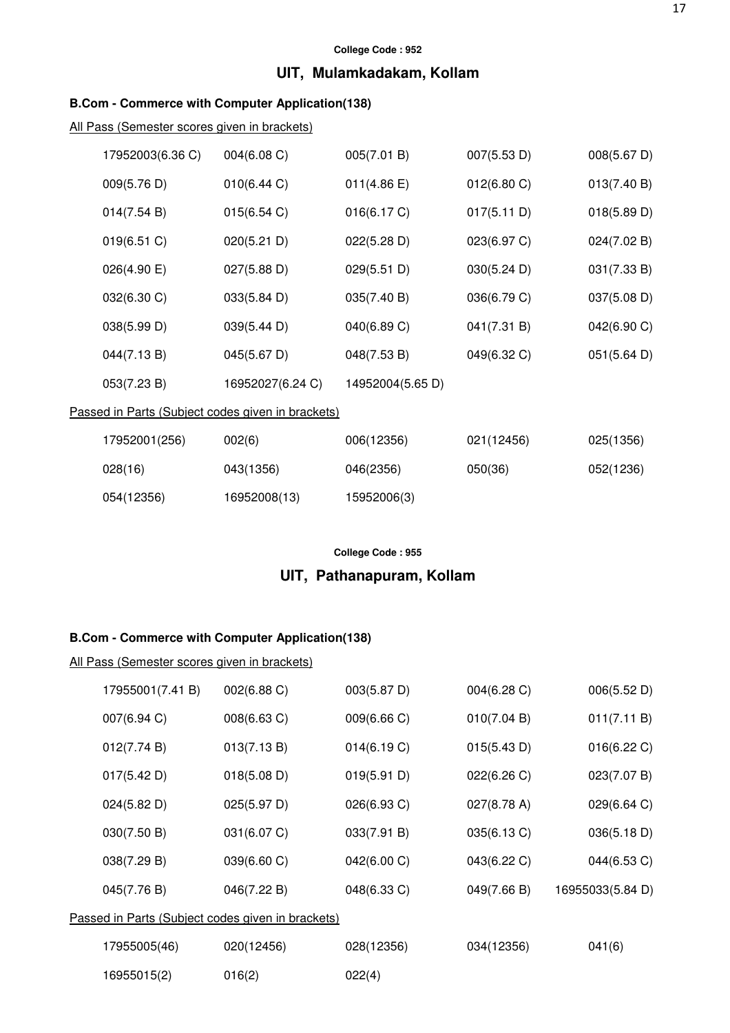College Code : 952

## UIT, Mulamkadakam, Kollam

### B.Com - Commerce with Computer Application(138)

All Pass (Semester scores given in brackets)

| | | | | |
|---|---|---|---|---|
| 17952003(6.36 C) | 004(6.08 C) | 005(7.01 B) | 007(5.53 D) | 008(5.67 D) |
| 009(5.76 D) | 010(6.44 C) | 011(4.86 E) | 012(6.80 C) | 013(7.40 B) |
| 014(7.54 B) | 015(6.54 C) | 016(6.17 C) | 017(5.11 D) | 018(5.89 D) |
| 019(6.51 C) | 020(5.21 D) | 022(5.28 D) | 023(6.97 C) | 024(7.02 B) |
| 026(4.90 E) | 027(5.88 D) | 029(5.51 D) | 030(5.24 D) | 031(7.33 B) |
| 032(6.30 C) | 033(5.84 D) | 035(7.40 B) | 036(6.79 C) | 037(5.08 D) |
| 038(5.99 D) | 039(5.44 D) | 040(6.89 C) | 041(7.31 B) | 042(6.90 C) |
| 044(7.13 B) | 045(5.67 D) | 048(7.53 B) | 049(6.32 C) | 051(5.64 D) |
| 053(7.23 B) | 16952027(6.24 C) | 14952004(5.65 D) | | |

Passed in Parts (Subject codes given in brackets)

| | | | | |
|---|---|---|---|---|
| 17952001(256) | 002(6) | 006(12356) | 021(12456) | 025(1356) |
| 028(16) | 043(1356) | 046(2356) | 050(36) | 052(1236) |
| 054(12356) | 16952008(13) | 15952006(3) | | |

College Code : 955

## UIT, Pathanapuram, Kollam

### B.Com - Commerce with Computer Application(138)

All Pass (Semester scores given in brackets)

| | | | | |
|---|---|---|---|---|
| 17955001(7.41 B) | 002(6.88 C) | 003(5.87 D) | 004(6.28 C) | 006(5.52 D) |
| 007(6.94 C) | 008(6.63 C) | 009(6.66 C) | 010(7.04 B) | 011(7.11 B) |
| 012(7.74 B) | 013(7.13 B) | 014(6.19 C) | 015(5.43 D) | 016(6.22 C) |
| 017(5.42 D) | 018(5.08 D) | 019(5.91 D) | 022(6.26 C) | 023(7.07 B) |
| 024(5.82 D) | 025(5.97 D) | 026(6.93 C) | 027(8.78 A) | 029(6.64 C) |
| 030(7.50 B) | 031(6.07 C) | 033(7.91 B) | 035(6.13 C) | 036(5.18 D) |
| 038(7.29 B) | 039(6.60 C) | 042(6.00 C) | 043(6.22 C) | 044(6.53 C) |
| 045(7.76 B) | 046(7.22 B) | 048(6.33 C) | 049(7.66 B) | 16955033(5.84 D) |

Passed in Parts (Subject codes given in brackets)

| | | | | |
|---|---|---|---|---|
| 17955005(46) | 020(12456) | 028(12356) | 034(12356) | 041(6) |
| 16955015(2) | 016(2) | 022(4) | | |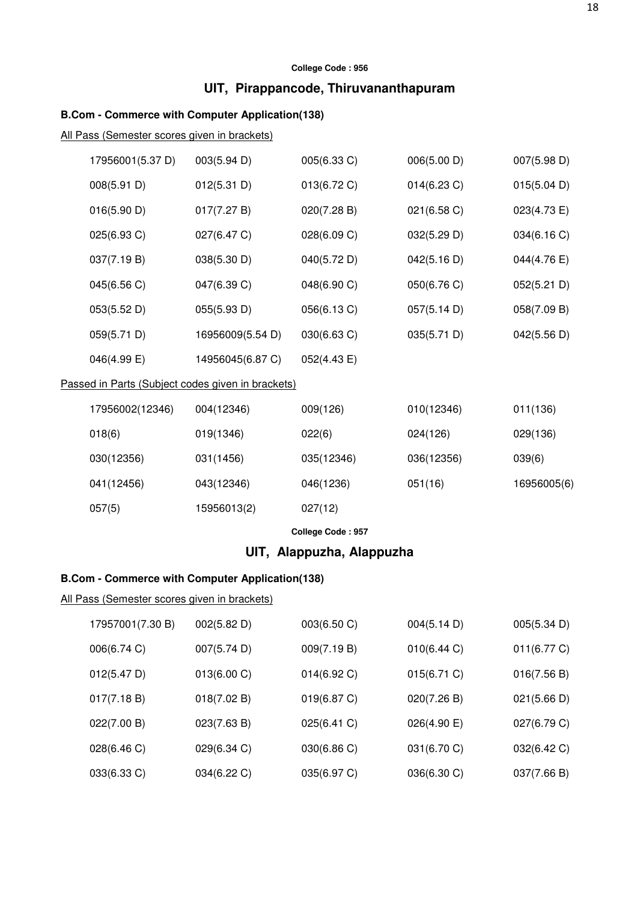**College Code : 956**

## UIT, Pirappancode, Thiruvananthapuram

### B.Com - Commerce with Computer Application(138)

All Pass (Semester scores given in brackets)

| | | | | |
|---|---|---|---|---|
| 17956001(5.37 D) | 003(5.94 D) | 005(6.33 C) | 006(5.00 D) | 007(5.98 D) |
| 008(5.91 D) | 012(5.31 D) | 013(6.72 C) | 014(6.23 C) | 015(5.04 D) |
| 016(5.90 D) | 017(7.27 B) | 020(7.28 B) | 021(6.58 C) | 023(4.73 E) |
| 025(6.93 C) | 027(6.47 C) | 028(6.09 C) | 032(5.29 D) | 034(6.16 C) |
| 037(7.19 B) | 038(5.30 D) | 040(5.72 D) | 042(5.16 D) | 044(4.76 E) |
| 045(6.56 C) | 047(6.39 C) | 048(6.90 C) | 050(6.76 C) | 052(5.21 D) |
| 053(5.52 D) | 055(5.93 D) | 056(6.13 C) | 057(5.14 D) | 058(7.09 B) |
| 059(5.71 D) | 16956009(5.54 D) | 030(6.63 C) | 035(5.71 D) | 042(5.56 D) |
| 046(4.99 E) | 14956045(6.87 C) | 052(4.43 E) | | |

Passed in Parts (Subject codes given in brackets)

| | | | | |
|---|---|---|---|---|
| 17956002(12346) | 004(12346) | 009(126) | 010(12346) | 011(136) |
| 018(6) | 019(1346) | 022(6) | 024(126) | 029(136) |
| 030(12356) | 031(1456) | 035(12346) | 036(12356) | 039(6) |
| 041(12456) | 043(12346) | 046(1236) | 051(16) | 16956005(6) |
| 057(5) | 15956013(2) | 027(12) | | |

**College Code : 957**

## UIT, Alappuzha, Alappuzha

### B.Com - Commerce with Computer Application(138)

All Pass (Semester scores given in brackets)

| | | | | |
|---|---|---|---|---|
| 17957001(7.30 B) | 002(5.82 D) | 003(6.50 C) | 004(5.14 D) | 005(5.34 D) |
| 006(6.74 C) | 007(5.74 D) | 009(7.19 B) | 010(6.44 C) | 011(6.77 C) |
| 012(5.47 D) | 013(6.00 C) | 014(6.92 C) | 015(6.71 C) | 016(7.56 B) |
| 017(7.18 B) | 018(7.02 B) | 019(6.87 C) | 020(7.26 B) | 021(5.66 D) |
| 022(7.00 B) | 023(7.63 B) | 025(6.41 C) | 026(4.90 E) | 027(6.79 C) |
| 028(6.46 C) | 029(6.34 C) | 030(6.86 C) | 031(6.70 C) | 032(6.42 C) |
| 033(6.33 C) | 034(6.22 C) | 035(6.97 C) | 036(6.30 C) | 037(7.66 B) |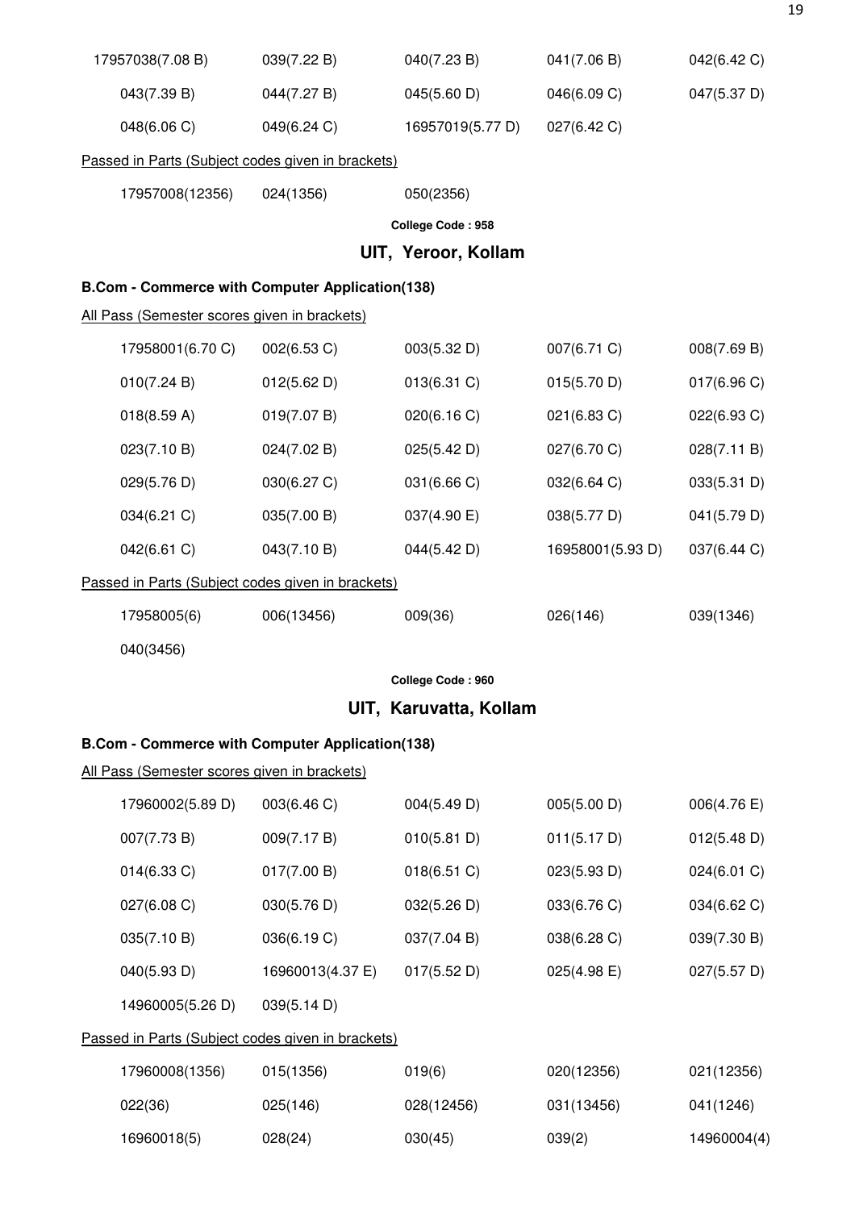| | | | | |
|---|---|---|---|---|
| 17957038(7.08 B) | 039(7.22 B) | 040(7.23 B) | 041(7.06 B) | 042(6.42 C) |
| 043(7.39 B) | 044(7.27 B) | 045(5.60 D) | 046(6.09 C) | 047(5.37 D) |
| 048(6.06 C) | 049(6.24 C) | 16957019(5.77 D) | 027(6.42 C) | |

Passed in Parts (Subject codes given in brackets)

| | | |
|---|---|---|
| 17957008(12356) | 024(1356) | 050(2356) |

**College Code : 958**

## UIT, Yeroor, Kollam

**B.Com - Commerce with Computer Application(138)**

All Pass (Semester scores given in brackets)

| | | | | |
|---|---|---|---|---|
| 17958001(6.70 C) | 002(6.53 C) | 003(5.32 D) | 007(6.71 C) | 008(7.69 B) |
| 010(7.24 B) | 012(5.62 D) | 013(6.31 C) | 015(5.70 D) | 017(6.96 C) |
| 018(8.59 A) | 019(7.07 B) | 020(6.16 C) | 021(6.83 C) | 022(6.93 C) |
| 023(7.10 B) | 024(7.02 B) | 025(5.42 D) | 027(6.70 C) | 028(7.11 B) |
| 029(5.76 D) | 030(6.27 C) | 031(6.66 C) | 032(6.64 C) | 033(5.31 D) |
| 034(6.21 C) | 035(7.00 B) | 037(4.90 E) | 038(5.77 D) | 041(5.79 D) |
| 042(6.61 C) | 043(7.10 B) | 044(5.42 D) | 16958001(5.93 D) | 037(6.44 C) |

Passed in Parts (Subject codes given in brackets)

| | | | | |
|---|---|---|---|---|
| 17958005(6) | 006(13456) | 009(36) | 026(146) | 039(1346) |
| 040(3456) | | | | |

**College Code : 960**

## UIT, Karuvatta, Kollam

**B.Com - Commerce with Computer Application(138)**

All Pass (Semester scores given in brackets)

| | | | | |
|---|---|---|---|---|
| 17960002(5.89 D) | 003(6.46 C) | 004(5.49 D) | 005(5.00 D) | 006(4.76 E) |
| 007(7.73 B) | 009(7.17 B) | 010(5.81 D) | 011(5.17 D) | 012(5.48 D) |
| 014(6.33 C) | 017(7.00 B) | 018(6.51 C) | 023(5.93 D) | 024(6.01 C) |
| 027(6.08 C) | 030(5.76 D) | 032(5.26 D) | 033(6.76 C) | 034(6.62 C) |
| 035(7.10 B) | 036(6.19 C) | 037(7.04 B) | 038(6.28 C) | 039(7.30 B) |
| 040(5.93 D) | 16960013(4.37 E) | 017(5.52 D) | 025(4.98 E) | 027(5.57 D) |
| 14960005(5.26 D) | 039(5.14 D) | | | |

Passed in Parts (Subject codes given in brackets)

| | | | | |
|---|---|---|---|---|
| 17960008(1356) | 015(1356) | 019(6) | 020(12356) | 021(12356) |
| 022(36) | 025(146) | 028(12456) | 031(13456) | 041(1246) |
| 16960018(5) | 028(24) | 030(45) | 039(2) | 14960004(4) |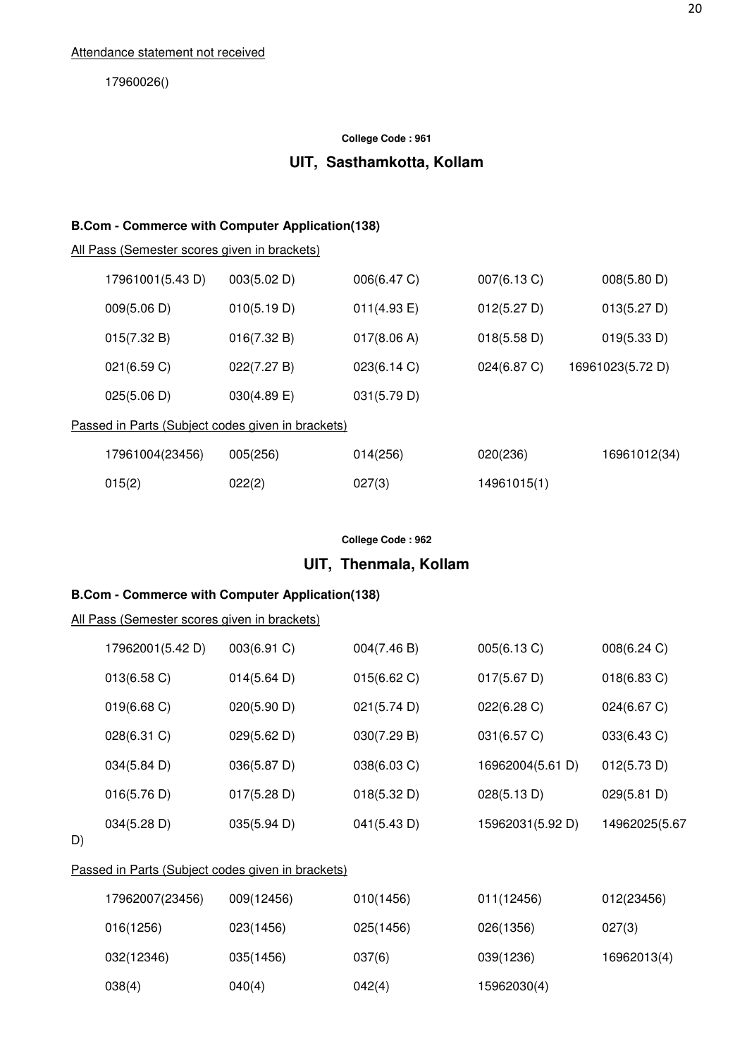Attendance statement not received

17960026()

**College Code : 961**

## UIT, Sasthamkotta, Kollam

### B.Com - Commerce with Computer Application(138)

All Pass (Semester scores given in brackets)

| | | | | |
|---|---|---|---|---|
| 17961001(5.43 D) | 003(5.02 D) | 006(6.47 C) | 007(6.13 C) | 008(5.80 D) |
| 009(5.06 D) | 010(5.19 D) | 011(4.93 E) | 012(5.27 D) | 013(5.27 D) |
| 015(7.32 B) | 016(7.32 B) | 017(8.06 A) | 018(5.58 D) | 019(5.33 D) |
| 021(6.59 C) | 022(7.27 B) | 023(6.14 C) | 024(6.87 C) | 16961023(5.72 D) |
| 025(5.06 D) | 030(4.89 E) | 031(5.79 D) | | |

Passed in Parts (Subject codes given in brackets)

| | | | | |
|---|---|---|---|---|
| 17961004(23456) | 005(256) | 014(256) | 020(236) | 16961012(34) |
| 015(2) | 022(2) | 027(3) | 14961015(1) | |

**College Code : 962**

## UIT, Thenmala, Kollam

### B.Com - Commerce with Computer Application(138)

All Pass (Semester scores given in brackets)

| | | | | |
|---|---|---|---|---|
| 17962001(5.42 D) | 003(6.91 C) | 004(7.46 B) | 005(6.13 C) | 008(6.24 C) |
| 013(6.58 C) | 014(5.64 D) | 015(6.62 C) | 017(5.67 D) | 018(6.83 C) |
| 019(6.68 C) | 020(5.90 D) | 021(5.74 D) | 022(6.28 C) | 024(6.67 C) |
| 028(6.31 C) | 029(5.62 D) | 030(7.29 B) | 031(6.57 C) | 033(6.43 C) |
| 034(5.84 D) | 036(5.87 D) | 038(6.03 C) | 16962004(5.61 D) | 012(5.73 D) |
| 016(5.76 D) | 017(5.28 D) | 018(5.32 D) | 028(5.13 D) | 029(5.81 D) |
| 034(5.28 D) | 035(5.94 D) | 041(5.43 D) | 15962031(5.92 D) | 14962025(5.67 D) |

Passed in Parts (Subject codes given in brackets)

| | | | | |
|---|---|---|---|---|
| 17962007(23456) | 009(12456) | 010(1456) | 011(12456) | 012(23456) |
| 016(1256) | 023(1456) | 025(1456) | 026(1356) | 027(3) |
| 032(12346) | 035(1456) | 037(6) | 039(1236) | 16962013(4) |
| 038(4) | 040(4) | 042(4) | 15962030(4) | |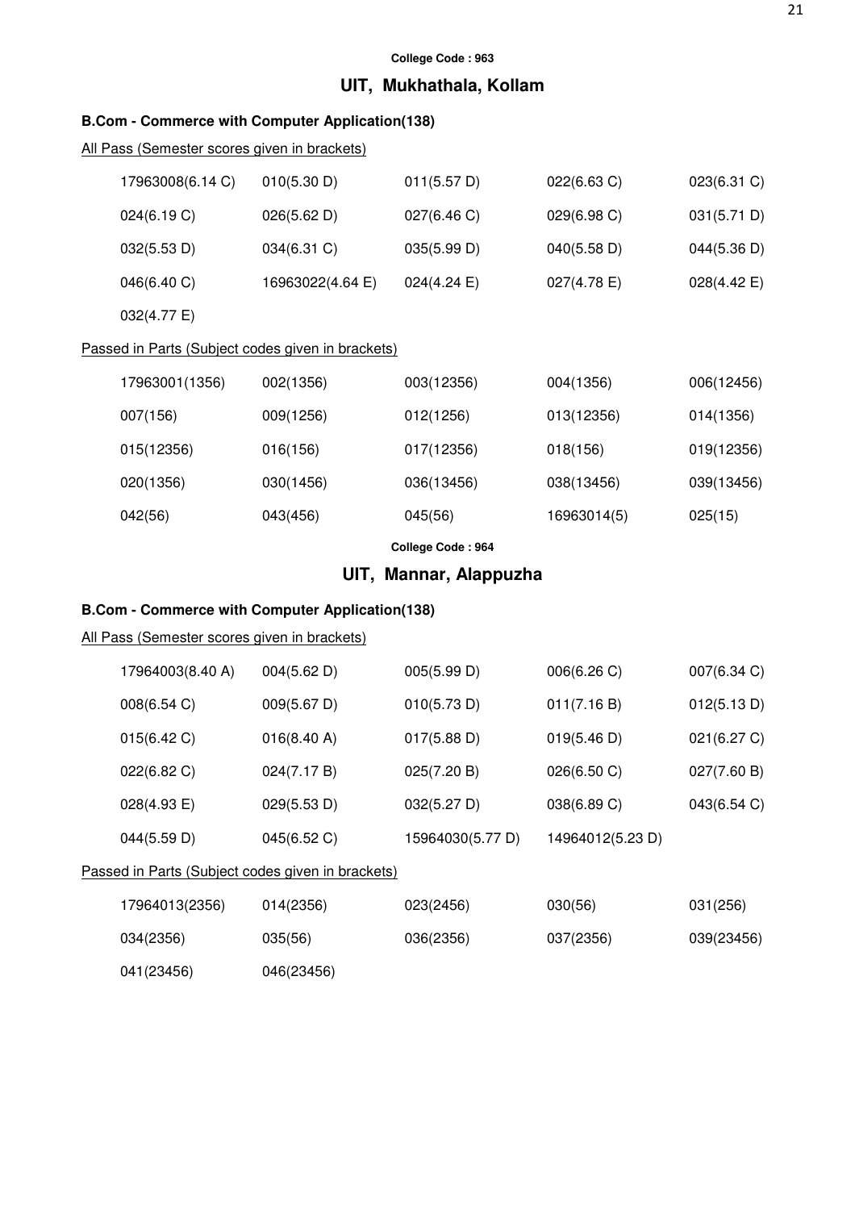**College Code : 963**

## UIT, Mukhathala, Kollam

### B.Com - Commerce with Computer Application(138)

All Pass (Semester scores given in brackets)

| | | | | |
|---|---|---|---|---|
| 17963008(6.14 C) | 010(5.30 D) | 011(5.57 D) | 022(6.63 C) | 023(6.31 C) |
| 024(6.19 C) | 026(5.62 D) | 027(6.46 C) | 029(6.98 C) | 031(5.71 D) |
| 032(5.53 D) | 034(6.31 C) | 035(5.99 D) | 040(5.58 D) | 044(5.36 D) |
| 046(6.40 C) | 16963022(4.64 E) | 024(4.24 E) | 027(4.78 E) | 028(4.42 E) |
| 032(4.77 E) | | | | |

Passed in Parts (Subject codes given in brackets)

| | | | | |
|---|---|---|---|---|
| 17963001(1356) | 002(1356) | 003(12356) | 004(1356) | 006(12456) |
| 007(156) | 009(1256) | 012(1256) | 013(12356) | 014(1356) |
| 015(12356) | 016(156) | 017(12356) | 018(156) | 019(12356) |
| 020(1356) | 030(1456) | 036(13456) | 038(13456) | 039(13456) |
| 042(56) | 043(456) | 045(56) | 16963014(5) | 025(15) |

**College Code : 964**

## UIT, Mannar, Alappuzha

### B.Com - Commerce with Computer Application(138)

All Pass (Semester scores given in brackets)

| | | | | |
|---|---|---|---|---|
| 17964003(8.40 A) | 004(5.62 D) | 005(5.99 D) | 006(6.26 C) | 007(6.34 C) |
| 008(6.54 C) | 009(5.67 D) | 010(5.73 D) | 011(7.16 B) | 012(5.13 D) |
| 015(6.42 C) | 016(8.40 A) | 017(5.88 D) | 019(5.46 D) | 021(6.27 C) |
| 022(6.82 C) | 024(7.17 B) | 025(7.20 B) | 026(6.50 C) | 027(7.60 B) |
| 028(4.93 E) | 029(5.53 D) | 032(5.27 D) | 038(6.89 C) | 043(6.54 C) |
| 044(5.59 D) | 045(6.52 C) | 15964030(5.77 D) | 14964012(5.23 D) | |

Passed in Parts (Subject codes given in brackets)

| | | | | |
|---|---|---|---|---|
| 17964013(2356) | 014(2356) | 023(2456) | 030(56) | 031(256) |
| 034(2356) | 035(56) | 036(2356) | 037(2356) | 039(23456) |
| 041(23456) | 046(23456) | | | |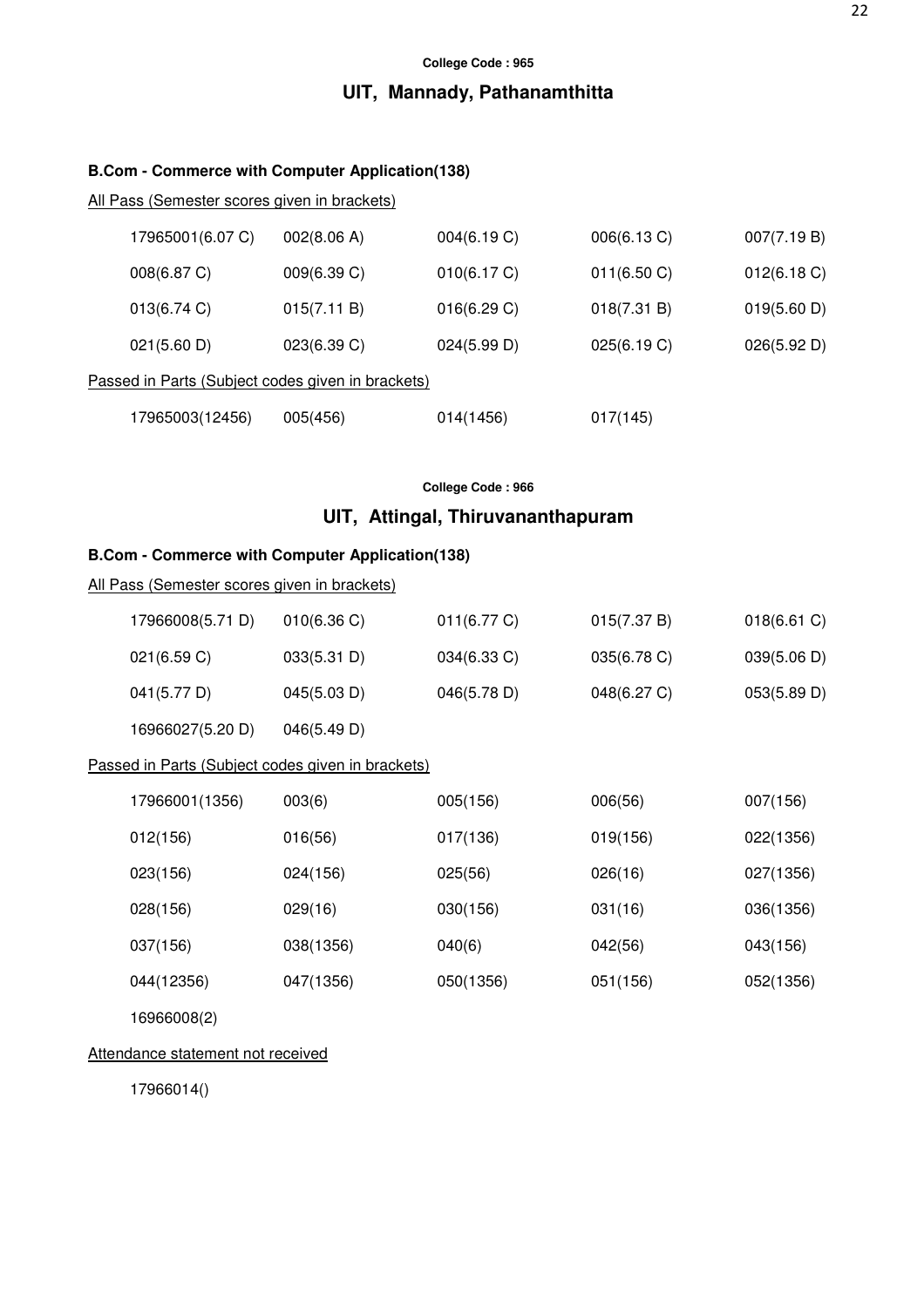**College Code : 965**

## UIT, Mannady, Pathanamthitta

### B.Com - Commerce with Computer Application(138)

All Pass (Semester scores given in brackets)

| | | | | |
|---|---|---|---|---|
| 17965001(6.07 C) | 002(8.06 A) | 004(6.19 C) | 006(6.13 C) | 007(7.19 B) |
| 008(6.87 C) | 009(6.39 C) | 010(6.17 C) | 011(6.50 C) | 012(6.18 C) |
| 013(6.74 C) | 015(7.11 B) | 016(6.29 C) | 018(7.31 B) | 019(5.60 D) |
| 021(5.60 D) | 023(6.39 C) | 024(5.99 D) | 025(6.19 C) | 026(5.92 D) |

Passed in Parts (Subject codes given in brackets)

| | | | |
|---|---|---|---|
| 17965003(12456) | 005(456) | 014(1456) | 017(145) |

**College Code : 966**

## UIT, Attingal, Thiruvananthapuram

### B.Com - Commerce with Computer Application(138)

All Pass (Semester scores given in brackets)

| | | | | |
|---|---|---|---|---|
| 17966008(5.71 D) | 010(6.36 C) | 011(6.77 C) | 015(7.37 B) | 018(6.61 C) |
| 021(6.59 C) | 033(5.31 D) | 034(6.33 C) | 035(6.78 C) | 039(5.06 D) |
| 041(5.77 D) | 045(5.03 D) | 046(5.78 D) | 048(6.27 C) | 053(5.89 D) |
| 16966027(5.20 D) | 046(5.49 D) | | | |

Passed in Parts (Subject codes given in brackets)

| | | | | |
|---|---|---|---|---|
| 17966001(1356) | 003(6) | 005(156) | 006(56) | 007(156) |
| 012(156) | 016(56) | 017(136) | 019(156) | 022(1356) |
| 023(156) | 024(156) | 025(56) | 026(16) | 027(1356) |
| 028(156) | 029(16) | 030(156) | 031(16) | 036(1356) |
| 037(156) | 038(1356) | 040(6) | 042(56) | 043(156) |
| 044(12356) | 047(1356) | 050(1356) | 051(156) | 052(1356) |
| 16966008(2) | | | | |

Attendance statement not received

17966014()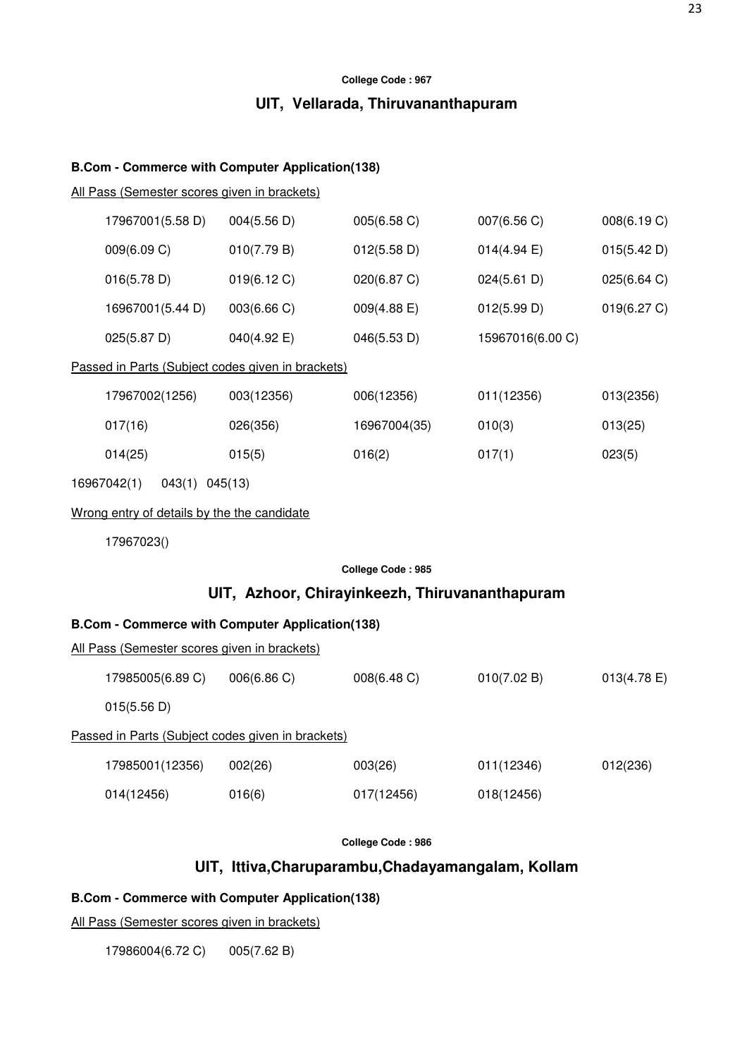College Code : 967

## UIT, Vellarada, Thiruvananthapuram

### B.Com - Commerce with Computer Application(138)

All Pass (Semester scores given in brackets)

| | | | | |
|---|---|---|---|---|
| 17967001(5.58 D) | 004(5.56 D) | 005(6.58 C) | 007(6.56 C) | 008(6.19 C) |
| 009(6.09 C) | 010(7.79 B) | 012(5.58 D) | 014(4.94 E) | 015(5.42 D) |
| 016(5.78 D) | 019(6.12 C) | 020(6.87 C) | 024(5.61 D) | 025(6.64 C) |
| 16967001(5.44 D) | 003(6.66 C) | 009(4.88 E) | 012(5.99 D) | 019(6.27 C) |
| 025(5.87 D) | 040(4.92 E) | 046(5.53 D) | 15967016(6.00 C) | |

Passed in Parts (Subject codes given in brackets)

| | | | | |
|---|---|---|---|---|
| 17967002(1256) | 003(12356) | 006(12356) | 011(12356) | 013(2356) |
| 017(16) | 026(356) | 16967004(35) | 010(3) | 013(25) |
| 014(25) | 015(5) | 016(2) | 017(1) | 023(5) |

16967042(1) 043(1) 045(13)

Wrong entry of details by the the candidate

17967023()

College Code : 985

## UIT, Azhoor, Chirayinkeezh, Thiruvananthapuram

### B.Com - Commerce with Computer Application(138)

All Pass (Semester scores given in brackets)

| | | | | |
|---|---|---|---|---|
| 17985005(6.89 C) | 006(6.86 C) | 008(6.48 C) | 010(7.02 B) | 013(4.78 E) |
| 015(5.56 D) | | | | |

Passed in Parts (Subject codes given in brackets)

| | | | | |
|---|---|---|---|---|
| 17985001(12356) | 002(26) | 003(26) | 011(12346) | 012(236) |
| 014(12456) | 016(6) | 017(12456) | 018(12456) | |

College Code : 986

## UIT, Ittiva,Charuparambu,Chadayamangalam, Kollam

### B.Com - Commerce with Computer Application(138)

All Pass (Semester scores given in brackets)

| | |
|---|---|
| 17986004(6.72 C) | 005(7.62 B) |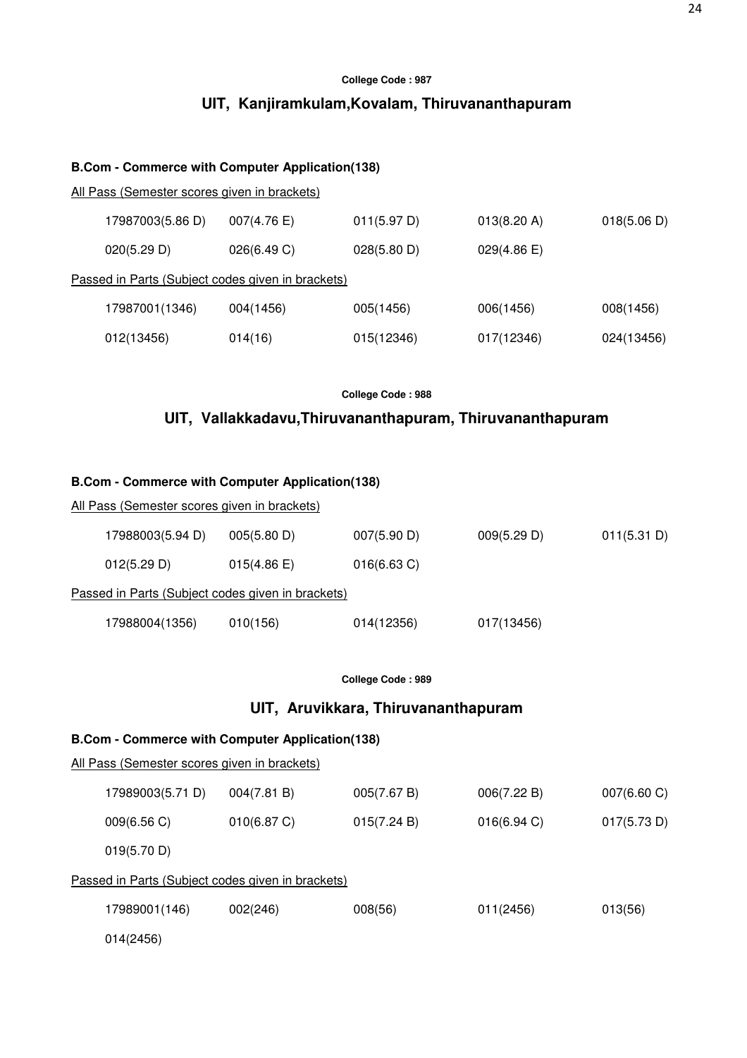College Code : 987

## UIT, Kanjiramkulam,Kovalam, Thiruvananthapuram

### B.Com - Commerce with Computer Application(138)

All Pass (Semester scores given in brackets)

| | | | | |
|---|---|---|---|---|
| 17987003(5.86 D) | 007(4.76 E) | 011(5.97 D) | 013(8.20 A) | 018(5.06 D) |
| 020(5.29 D) | 026(6.49 C) | 028(5.80 D) | 029(4.86 E) | |

Passed in Parts (Subject codes given in brackets)

| | | | | |
|---|---|---|---|---|
| 17987001(1346) | 004(1456) | 005(1456) | 006(1456) | 008(1456) |
| 012(13456) | 014(16) | 015(12346) | 017(12346) | 024(13456) |

College Code : 988

## UIT, Vallakkadavu,Thiruvananthapuram, Thiruvananthapuram

### B.Com - Commerce with Computer Application(138)

All Pass (Semester scores given in brackets)

| | | | | |
|---|---|---|---|---|
| 17988003(5.94 D) | 005(5.80 D) | 007(5.90 D) | 009(5.29 D) | 011(5.31 D) |
| 012(5.29 D) | 015(4.86 E) | 016(6.63 C) | | |

Passed in Parts (Subject codes given in brackets)

| | | | |
|---|---|---|---|
| 17988004(1356) | 010(156) | 014(12356) | 017(13456) |

College Code : 989

## UIT, Aruvikkara, Thiruvananthapuram

### B.Com - Commerce with Computer Application(138)

All Pass (Semester scores given in brackets)

| | | | | |
|---|---|---|---|---|
| 17989003(5.71 D) | 004(7.81 B) | 005(7.67 B) | 006(7.22 B) | 007(6.60 C) |
| 009(6.56 C) | 010(6.87 C) | 015(7.24 B) | 016(6.94 C) | 017(5.73 D) |
| 019(5.70 D) | | | | |

Passed in Parts (Subject codes given in brackets)

| | | | | |
|---|---|---|---|---|
| 17989001(146) | 002(246) | 008(56) | 011(2456) | 013(56) |
| 014(2456) | | | | |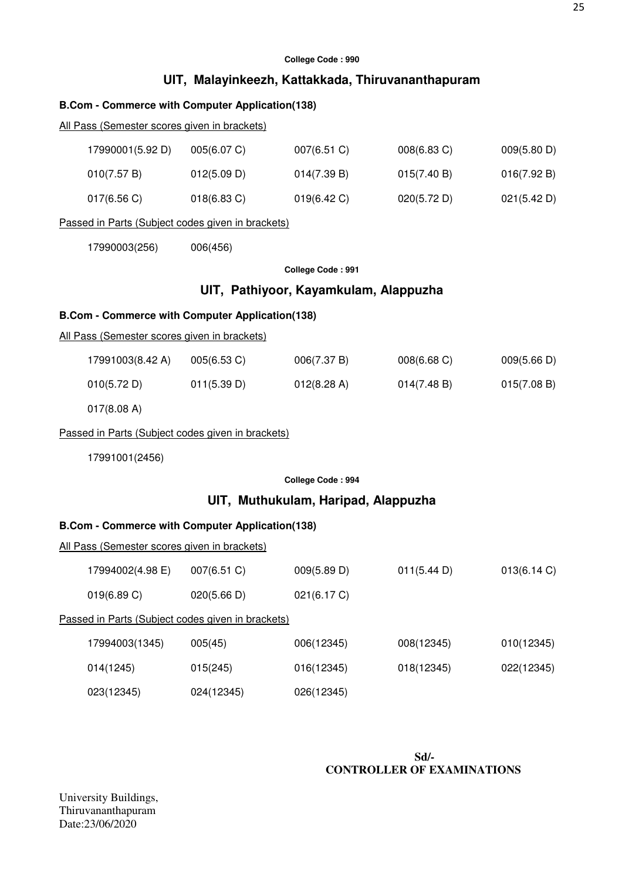College Code : 990

## UIT, Malayinkeezh, Kattakkada, Thiruvananthapuram

### B.Com - Commerce with Computer Application(138)

All Pass (Semester scores given in brackets)

| | | | | |
|---|---|---|---|---|
| 17990001(5.92 D) | 005(6.07 C) | 007(6.51 C) | 008(6.83 C) | 009(5.80 D) |
| 010(7.57 B) | 012(5.09 D) | 014(7.39 B) | 015(7.40 B) | 016(7.92 B) |
| 017(6.56 C) | 018(6.83 C) | 019(6.42 C) | 020(5.72 D) | 021(5.42 D) |

Passed in Parts (Subject codes given in brackets)

| | |
|---|---|
| 17990003(256) | 006(456) |

College Code : 991

## UIT, Pathiyoor, Kayamkulam, Alappuzha

### B.Com - Commerce with Computer Application(138)

All Pass (Semester scores given in brackets)

| | | | | |
|---|---|---|---|---|
| 17991003(8.42 A) | 005(6.53 C) | 006(7.37 B) | 008(6.68 C) | 009(5.66 D) |
| 010(5.72 D) | 011(5.39 D) | 012(8.28 A) | 014(7.48 B) | 015(7.08 B) |
| 017(8.08 A) | | | | |

Passed in Parts (Subject codes given in brackets)

17991001(2456)

College Code : 994

## UIT, Muthukulam, Haripad, Alappuzha

### B.Com - Commerce with Computer Application(138)

All Pass (Semester scores given in brackets)

| | | | | |
|---|---|---|---|---|
| 17994002(4.98 E) | 007(6.51 C) | 009(5.89 D) | 011(5.44 D) | 013(6.14 C) |
| 019(6.89 C) | 020(5.66 D) | 021(6.17 C) | | |

Passed in Parts (Subject codes given in brackets)

| | | | | |
|---|---|---|---|---|
| 17994003(1345) | 005(45) | 006(12345) | 008(12345) | 010(12345) |
| 014(1245) | 015(245) | 016(12345) | 018(12345) | 022(12345) |
| 023(12345) | 024(12345) | 026(12345) | | |

**Sd/-**
**CONTROLLER OF EXAMINATIONS**

University Buildings,
Thiruvananthapuram
Date:23/06/2020